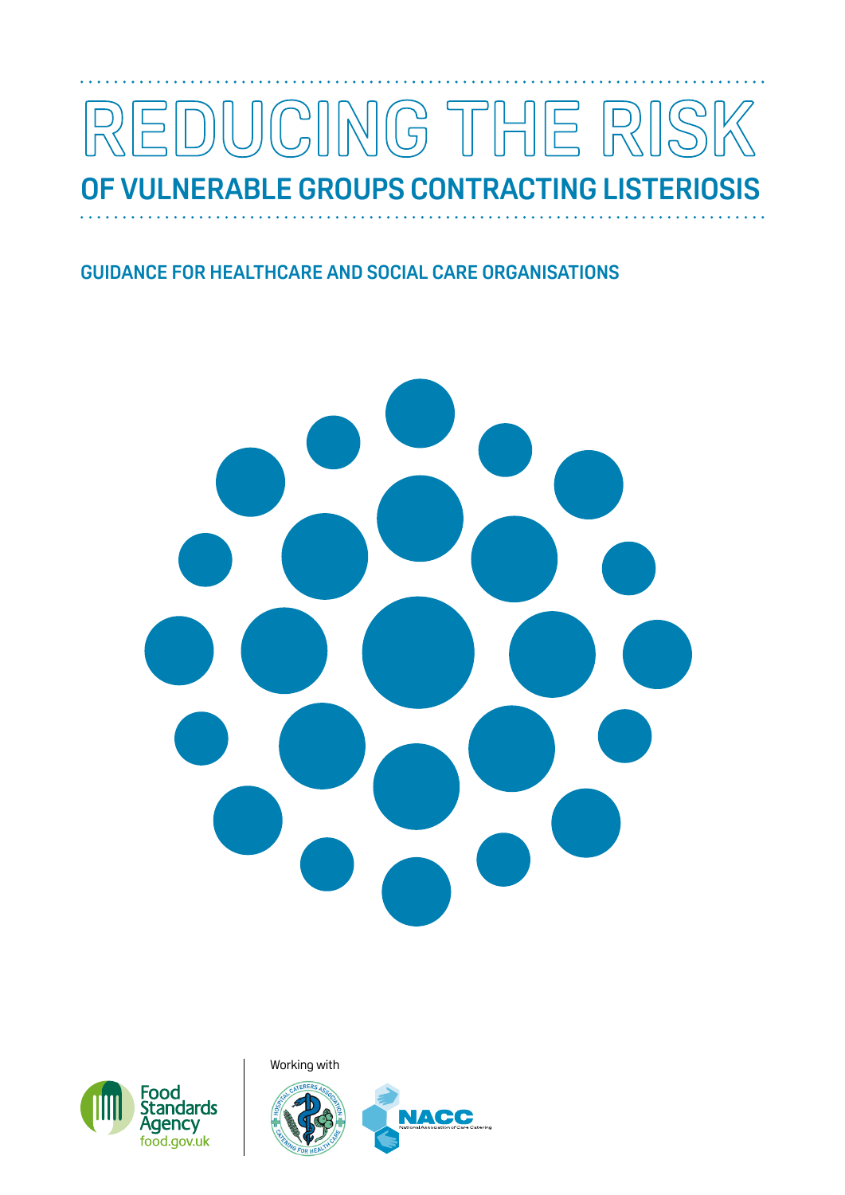# REDUCING THE RISK

## OF VULNERABLE GROUPS CONTRACTING LISTERIOSIS

### GUIDANCE FOR HEALTHCARE AND SOCIAL CARE ORGANISATIONS

Food Standards Agency
food.gov.uk

Working with

HOSPITAL CATERERS ASSOCIATION — CATERING FOR HEALTH CARE

NACC National Association of Care Catering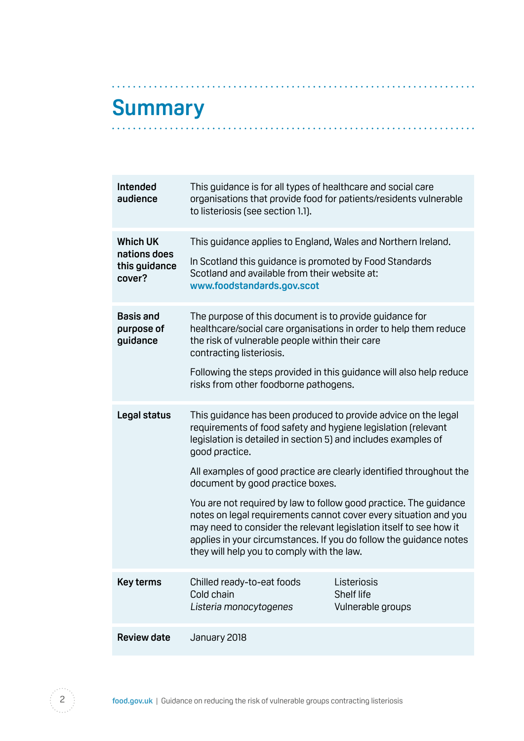# Summary

| | |
|---|---|
| **Intended audience** | This guidance is for all types of healthcare and social care organisations that provide food for patients/residents vulnerable to listeriosis (see section 1.1). |
| **Which UK nations does this guidance cover?** | This guidance applies to England, Wales and Northern Ireland.<br><br>In Scotland this guidance is promoted by Food Standards Scotland and available from their website at: **www.foodstandards.gov.scot** |
| **Basis and purpose of guidance** | The purpose of this document is to provide guidance for healthcare/social care organisations in order to help them reduce the risk of vulnerable people within their care contracting listeriosis.<br><br>Following the steps provided in this guidance will also help reduce risks from other foodborne pathogens. |
| **Legal status** | This guidance has been produced to provide advice on the legal requirements of food safety and hygiene legislation (relevant legislation is detailed in section 5) and includes examples of good practice.<br><br>All examples of good practice are clearly identified throughout the document by good practice boxes.<br><br>You are not required by law to follow good practice. The guidance notes on legal requirements cannot cover every situation and you may need to consider the relevant legislation itself to see how it applies in your circumstances. If you do follow the guidance notes they will help you to comply with the law. |
| **Key terms** | Chilled ready-to-eat foods<br>Cold chain<br>*Listeria monocytogenes*<br>Listeriosis<br>Shelf life<br>Vulnerable groups |
| **Review date** | January 2018 |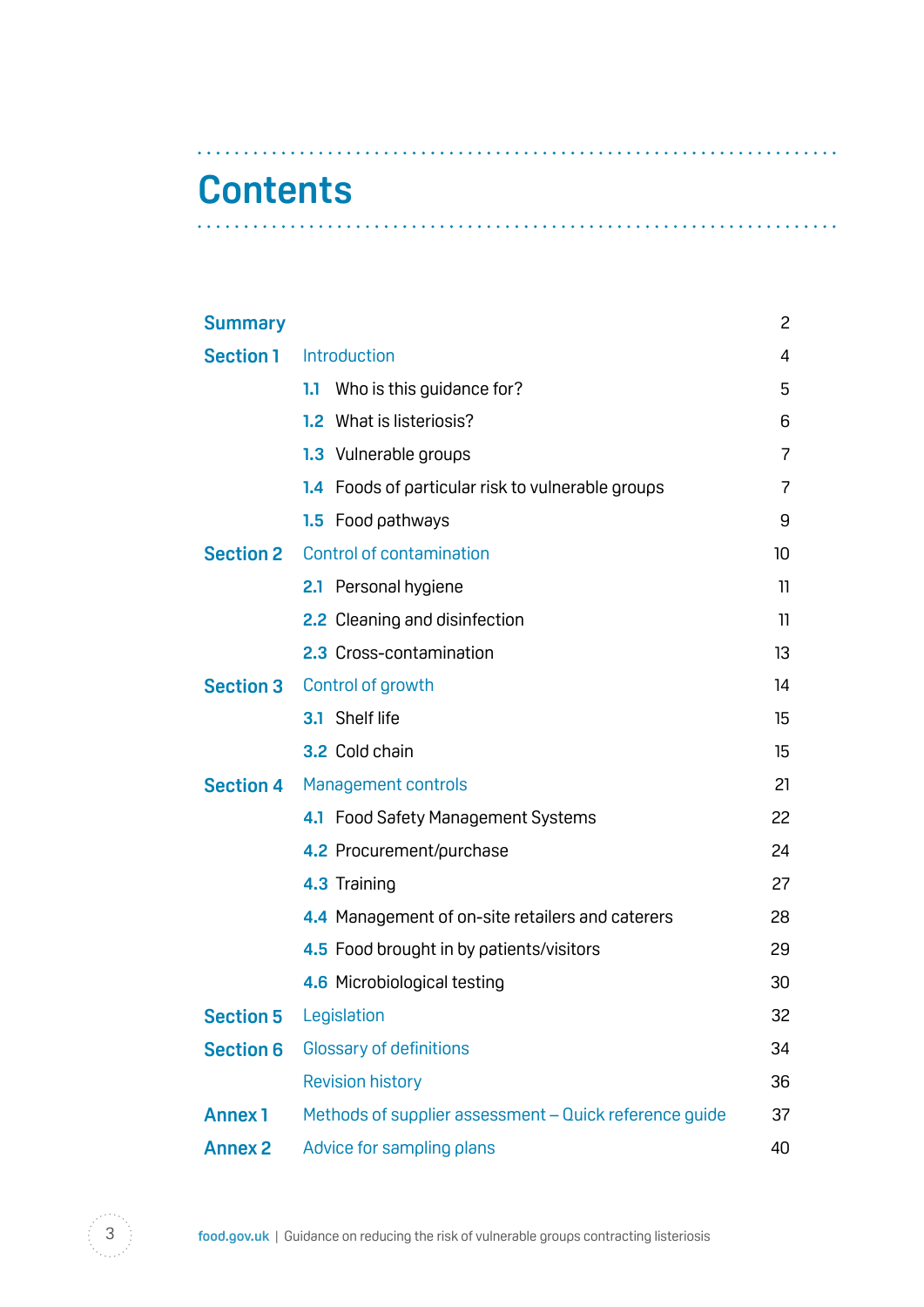# Contents

| | | |
|---|---|---|
| **Summary** | | 2 |
| **Section 1** | Introduction | 4 |
| | **1.1** Who is this guidance for? | 5 |
| | **1.2** What is listeriosis? | 6 |
| | **1.3** Vulnerable groups | 7 |
| | **1.4** Foods of particular risk to vulnerable groups | 7 |
| | **1.5** Food pathways | 9 |
| **Section 2** | Control of contamination | 10 |
| | **2.1** Personal hygiene | 11 |
| | **2.2** Cleaning and disinfection | 11 |
| | **2.3** Cross-contamination | 13 |
| **Section 3** | Control of growth | 14 |
| | **3.1** Shelf life | 15 |
| | **3.2** Cold chain | 15 |
| **Section 4** | Management controls | 21 |
| | **4.1** Food Safety Management Systems | 22 |
| | **4.2** Procurement/purchase | 24 |
| | **4.3** Training | 27 |
| | **4.4** Management of on-site retailers and caterers | 28 |
| | **4.5** Food brought in by patients/visitors | 29 |
| | **4.6** Microbiological testing | 30 |
| **Section 5** | Legislation | 32 |
| **Section 6** | Glossary of definitions | 34 |
| | Revision history | 36 |
| **Annex 1** | Methods of supplier assessment – Quick reference guide | 37 |
| **Annex 2** | Advice for sampling plans | 40 |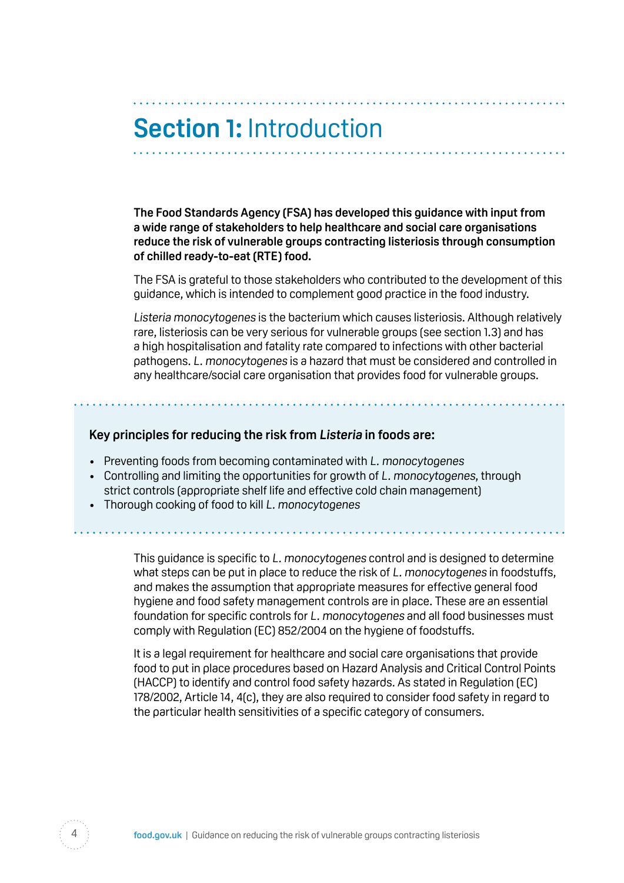# **Section 1:** Introduction

**The Food Standards Agency (FSA) has developed this guidance with input from a wide range of stakeholders to help healthcare and social care organisations reduce the risk of vulnerable groups contracting listeriosis through consumption of chilled ready-to-eat (RTE) food.**

The FSA is grateful to those stakeholders who contributed to the development of this guidance, which is intended to complement good practice in the food industry.

*Listeria monocytogenes* is the bacterium which causes listeriosis. Although relatively rare, listeriosis can be very serious for vulnerable groups (see section 1.3) and has a high hospitalisation and fatality rate compared to infections with other bacterial pathogens. *L. monocytogenes* is a hazard that must be considered and controlled in any healthcare/social care organisation that provides food for vulnerable groups.

**Key principles for reducing the risk from *Listeria* in foods are:**

- Preventing foods from becoming contaminated with *L. monocytogenes*
- Controlling and limiting the opportunities for growth of *L. monocytogenes*, through strict controls (appropriate shelf life and effective cold chain management)
- Thorough cooking of food to kill *L. monocytogenes*

This guidance is specific to *L. monocytogenes* control and is designed to determine what steps can be put in place to reduce the risk of *L. monocytogenes* in foodstuffs, and makes the assumption that appropriate measures for effective general food hygiene and food safety management controls are in place. These are an essential foundation for specific controls for *L. monocytogenes* and all food businesses must comply with Regulation (EC) 852/2004 on the hygiene of foodstuffs.

It is a legal requirement for healthcare and social care organisations that provide food to put in place procedures based on Hazard Analysis and Critical Control Points (HACCP) to identify and control food safety hazards. As stated in Regulation (EC) 178/2002, Article 14, 4(c), they are also required to consider food safety in regard to the particular health sensitivities of a specific category of consumers.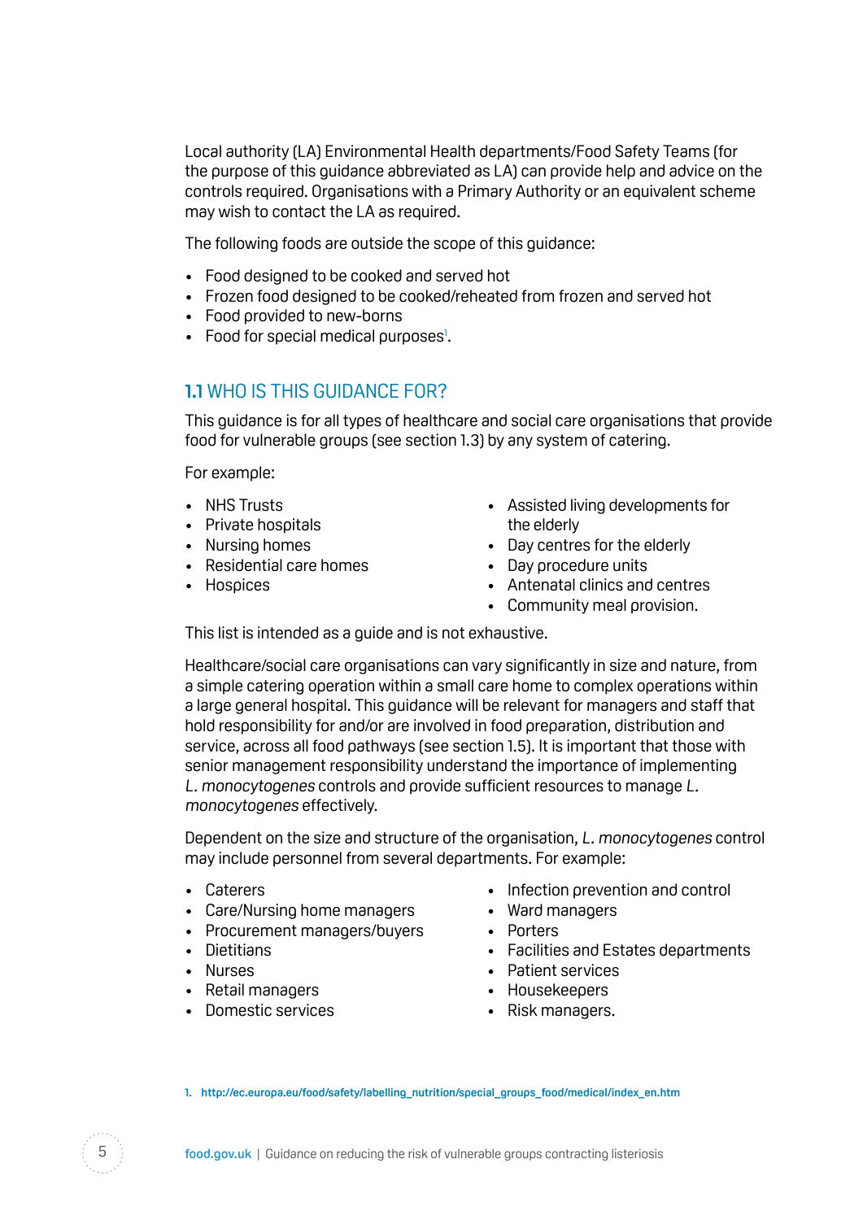Local authority (LA) Environmental Health departments/Food Safety Teams (for the purpose of this guidance abbreviated as LA) can provide help and advice on the controls required. Organisations with a Primary Authority or an equivalent scheme may wish to contact the LA as required.

The following foods are outside the scope of this guidance:

- Food designed to be cooked and served hot
- Frozen food designed to be cooked/reheated from frozen and served hot
- Food provided to new-borns
- Food for special medical purposes[1].

## 1.1 WHO IS THIS GUIDANCE FOR?

This guidance is for all types of healthcare and social care organisations that provide food for vulnerable groups (see section 1.3) by any system of catering.

For example:

- NHS Trusts
- Private hospitals
- Nursing homes
- Residential care homes
- Hospices
- Assisted living developments for the elderly
- Day centres for the elderly
- Day procedure units
- Antenatal clinics and centres
- Community meal provision.

This list is intended as a guide and is not exhaustive.

Healthcare/social care organisations can vary significantly in size and nature, from a simple catering operation within a small care home to complex operations within a large general hospital. This guidance will be relevant for managers and staff that hold responsibility for and/or are involved in food preparation, distribution and service, across all food pathways (see section 1.5). It is important that those with senior management responsibility understand the importance of implementing *L. monocytogenes* controls and provide sufficient resources to manage *L. monocytogenes* effectively.

Dependent on the size and structure of the organisation, *L. monocytogenes* control may include personnel from several departments. For example:

- Caterers
- Care/Nursing home managers
- Procurement managers/buyers
- Dietitians
- Nurses
- Retail managers
- Domestic services
- Infection prevention and control
- Ward managers
- Porters
- Facilities and Estates departments
- Patient services
- Housekeepers
- Risk managers.

1. http://ec.europa.eu/food/safety/labelling_nutrition/special_groups_food/medical/index_en.htm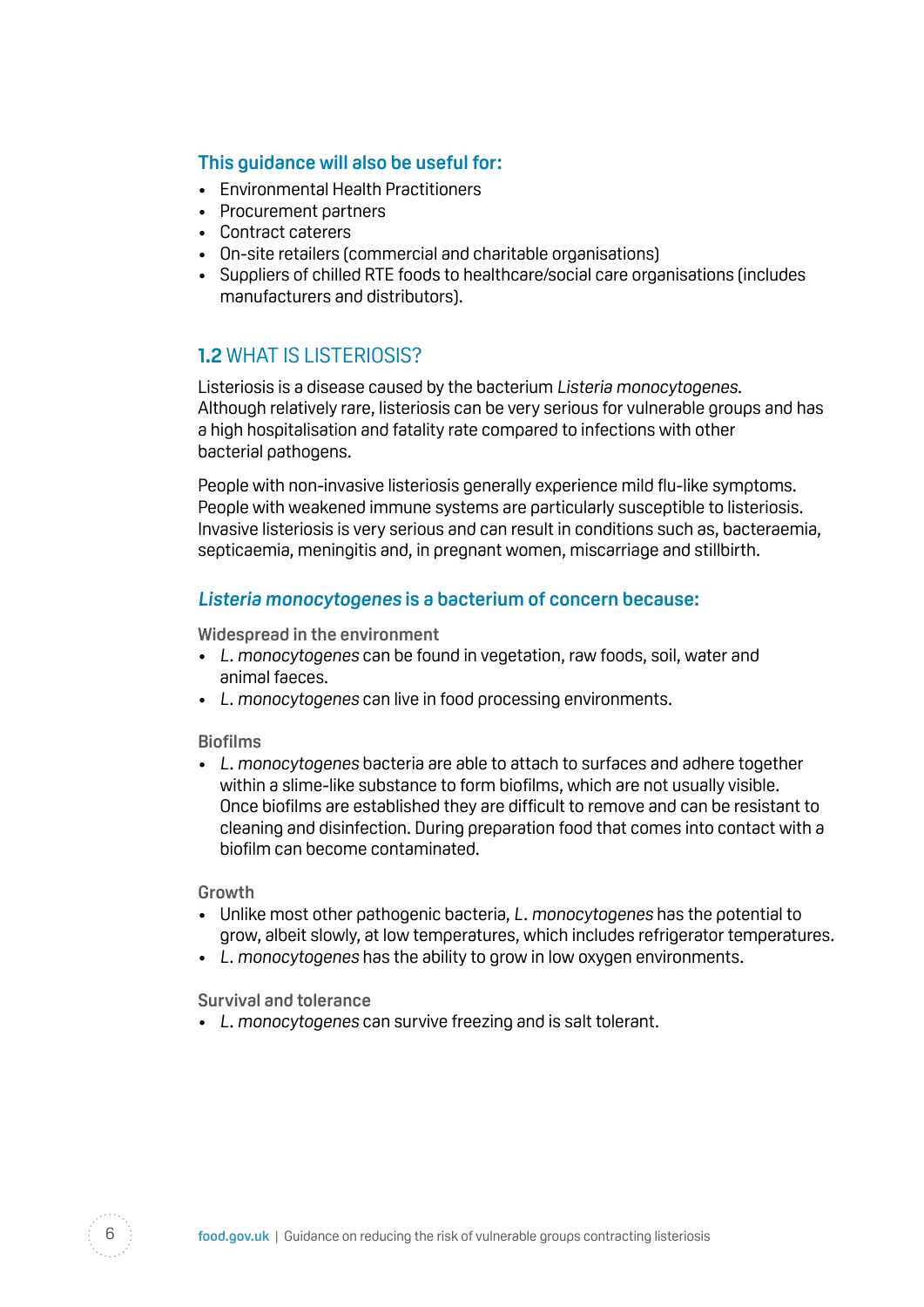### This guidance will also be useful for:

- Environmental Health Practitioners
- Procurement partners
- Contract caterers
- On-site retailers (commercial and charitable organisations)
- Suppliers of chilled RTE foods to healthcare/social care organisations (includes manufacturers and distributors).

## 1.2 WHAT IS LISTERIOSIS?

Listeriosis is a disease caused by the bacterium *Listeria monocytogenes*. Although relatively rare, listeriosis can be very serious for vulnerable groups and has a high hospitalisation and fatality rate compared to infections with other bacterial pathogens.

People with non-invasive listeriosis generally experience mild flu-like symptoms. People with weakened immune systems are particularly susceptible to listeriosis. Invasive listeriosis is very serious and can result in conditions such as, bacteraemia, septicaemia, meningitis and, in pregnant women, miscarriage and stillbirth.

### *Listeria monocytogenes* is a bacterium of concern because:

#### Widespread in the environment

- *L. monocytogenes* can be found in vegetation, raw foods, soil, water and animal faeces.
- *L. monocytogenes* can live in food processing environments.

#### Biofilms

- *L. monocytogenes* bacteria are able to attach to surfaces and adhere together within a slime-like substance to form biofilms, which are not usually visible. Once biofilms are established they are difficult to remove and can be resistant to cleaning and disinfection. During preparation food that comes into contact with a biofilm can become contaminated.

#### Growth

- Unlike most other pathogenic bacteria, *L. monocytogenes* has the potential to grow, albeit slowly, at low temperatures, which includes refrigerator temperatures.
- *L. monocytogenes* has the ability to grow in low oxygen environments.

#### Survival and tolerance

- *L. monocytogenes* can survive freezing and is salt tolerant.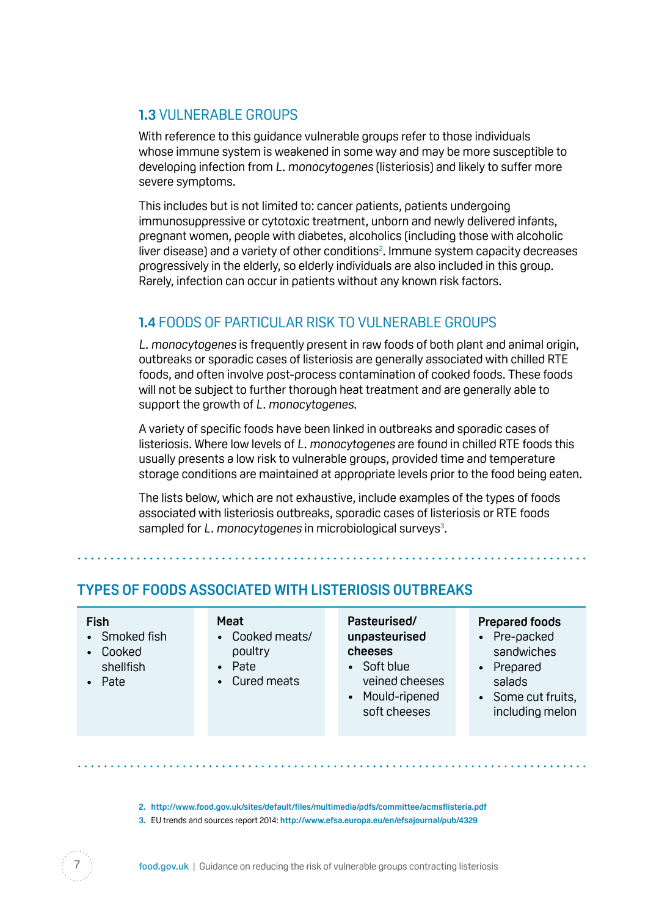## 1.3 VULNERABLE GROUPS

With reference to this guidance vulnerable groups refer to those individuals whose immune system is weakened in some way and may be more susceptible to developing infection from *L. monocytogenes* (listeriosis) and likely to suffer more severe symptoms.

This includes but is not limited to: cancer patients, patients undergoing immunosuppressive or cytotoxic treatment, unborn and newly delivered infants, pregnant women, people with diabetes, alcoholics (including those with alcoholic liver disease) and a variety of other conditions[2]. Immune system capacity decreases progressively in the elderly, so elderly individuals are also included in this group. Rarely, infection can occur in patients without any known risk factors.

## 1.4 FOODS OF PARTICULAR RISK TO VULNERABLE GROUPS

*L. monocytogenes* is frequently present in raw foods of both plant and animal origin, outbreaks or sporadic cases of listeriosis are generally associated with chilled RTE foods, and often involve post-process contamination of cooked foods. These foods will not be subject to further thorough heat treatment and are generally able to support the growth of *L. monocytogenes*.

A variety of specific foods have been linked in outbreaks and sporadic cases of listeriosis. Where low levels of *L. monocytogenes* are found in chilled RTE foods this usually presents a low risk to vulnerable groups, provided time and temperature storage conditions are maintained at appropriate levels prior to the food being eaten.

The lists below, which are not exhaustive, include examples of the types of foods associated with listeriosis outbreaks, sporadic cases of listeriosis or RTE foods sampled for *L. monocytogenes* in microbiological surveys[3].

### TYPES OF FOODS ASSOCIATED WITH LISTERIOSIS OUTBREAKS

| Fish | Meat | Pasteurised/ unpasteurised cheeses | Prepared foods |
|---|---|---|---|
| • Smoked fish<br>• Cooked shellfish<br>• Pate | • Cooked meats/ poultry<br>• Pate<br>• Cured meats | • Soft blue veined cheeses<br>• Mould-ripened soft cheeses | • Pre-packed sandwiches<br>• Prepared salads<br>• Some cut fruits, including melon |

2. http://www.food.gov.uk/sites/default/files/multimedia/pdfs/committee/acmsflisteria.pdf
3. EU trends and sources report 2014: http://www.efsa.europa.eu/en/efsajournal/pub/4329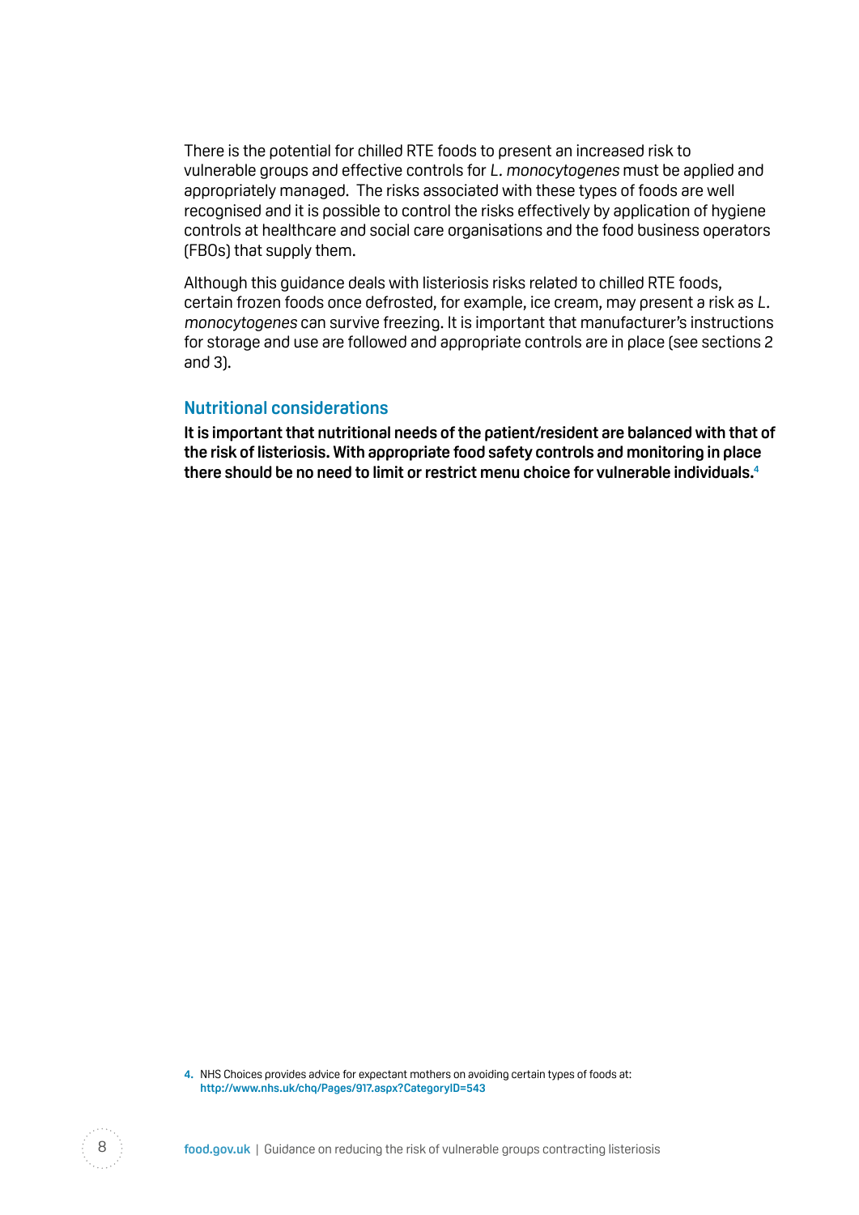There is the potential for chilled RTE foods to present an increased risk to vulnerable groups and effective controls for *L. monocytogenes* must be applied and appropriately managed. The risks associated with these types of foods are well recognised and it is possible to control the risks effectively by application of hygiene controls at healthcare and social care organisations and the food business operators (FBOs) that supply them.

Although this guidance deals with listeriosis risks related to chilled RTE foods, certain frozen foods once defrosted, for example, ice cream, may present a risk as *L. monocytogenes* can survive freezing. It is important that manufacturer's instructions for storage and use are followed and appropriate controls are in place (see sections 2 and 3).

### Nutritional considerations

**It is important that nutritional needs of the patient/resident are balanced with that of the risk of listeriosis. With appropriate food safety controls and monitoring in place there should be no need to limit or restrict menu choice for vulnerable individuals.**[4]

4. NHS Choices provides advice for expectant mothers on avoiding certain types of foods at: **http://www.nhs.uk/chq/Pages/917.aspx?CategoryID=543**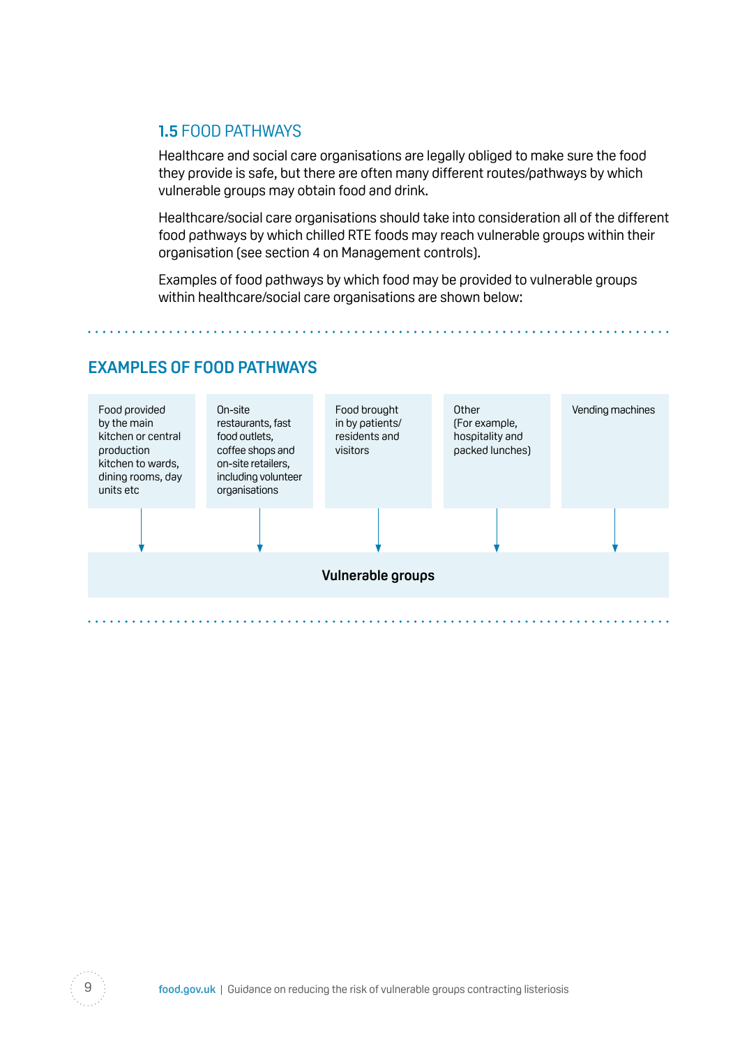## 1.5 FOOD PATHWAYS

Healthcare and social care organisations are legally obliged to make sure the food they provide is safe, but there are often many different routes/pathways by which vulnerable groups may obtain food and drink.

Healthcare/social care organisations should take into consideration all of the different food pathways by which chilled RTE foods may reach vulnerable groups within their organisation (see section 4 on Management controls).

Examples of food pathways by which food may be provided to vulnerable groups within healthcare/social care organisations are shown below:

### EXAMPLES OF FOOD PATHWAYS

- Food provided by the main kitchen or central production kitchen to wards, dining rooms, day units etc
- On-site restaurants, fast food outlets, coffee shops and on-site retailers, including volunteer organisations
- Food brought in by patients/residents and visitors
- Other (For example, hospitality and packed lunches)
- Vending machines

↓

**Vulnerable groups**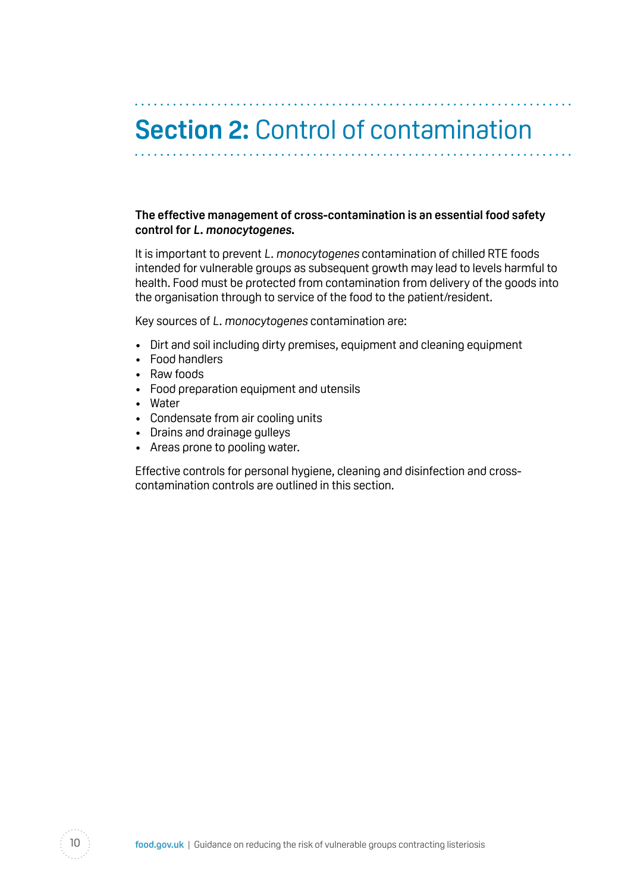# **Section 2:** Control of contamination

**The effective management of cross-contamination is an essential food safety control for *L. monocytogenes.***

It is important to prevent *L. monocytogenes* contamination of chilled RTE foods intended for vulnerable groups as subsequent growth may lead to levels harmful to health. Food must be protected from contamination from delivery of the goods into the organisation through to service of the food to the patient/resident.

Key sources of *L. monocytogenes* contamination are:

- Dirt and soil including dirty premises, equipment and cleaning equipment
- Food handlers
- Raw foods
- Food preparation equipment and utensils
- Water
- Condensate from air cooling units
- Drains and drainage gulleys
- Areas prone to pooling water.

Effective controls for personal hygiene, cleaning and disinfection and cross-contamination controls are outlined in this section.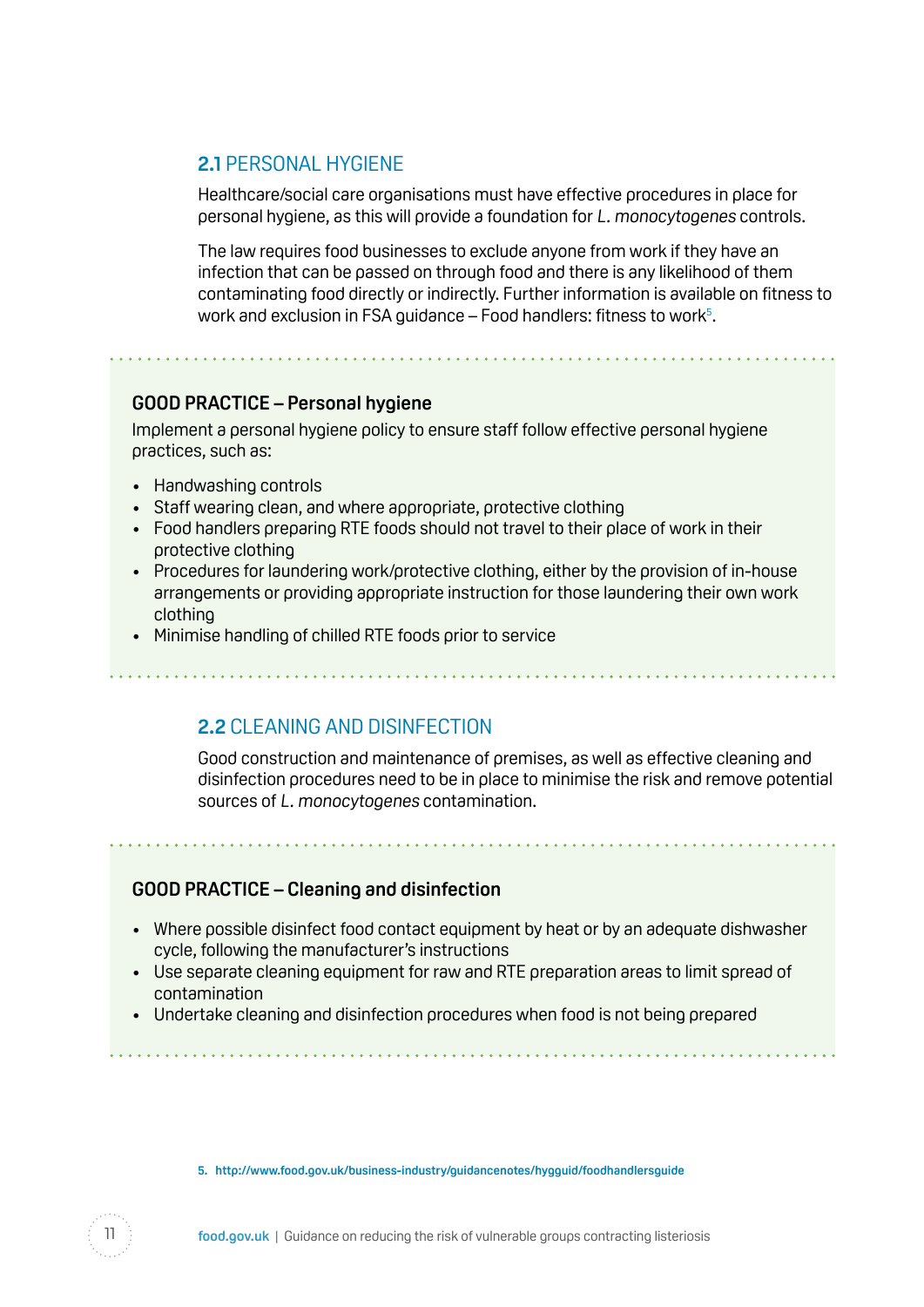## 2.1 PERSONAL HYGIENE

Healthcare/social care organisations must have effective procedures in place for personal hygiene, as this will provide a foundation for *L. monocytogenes* controls.

The law requires food businesses to exclude anyone from work if they have an infection that can be passed on through food and there is any likelihood of them contaminating food directly or indirectly. Further information is available on fitness to work and exclusion in FSA guidance – Food handlers: fitness to work[5].

**GOOD PRACTICE – Personal hygiene**

Implement a personal hygiene policy to ensure staff follow effective personal hygiene practices, such as:

- Handwashing controls
- Staff wearing clean, and where appropriate, protective clothing
- Food handlers preparing RTE foods should not travel to their place of work in their protective clothing
- Procedures for laundering work/protective clothing, either by the provision of in-house arrangements or providing appropriate instruction for those laundering their own work clothing
- Minimise handling of chilled RTE foods prior to service

## 2.2 CLEANING AND DISINFECTION

Good construction and maintenance of premises, as well as effective cleaning and disinfection procedures need to be in place to minimise the risk and remove potential sources of *L. monocytogenes* contamination.

**GOOD PRACTICE – Cleaning and disinfection**

- Where possible disinfect food contact equipment by heat or by an adequate dishwasher cycle, following the manufacturer's instructions
- Use separate cleaning equipment for raw and RTE preparation areas to limit spread of contamination
- Undertake cleaning and disinfection procedures when food is not being prepared

5. http://www.food.gov.uk/business-industry/guidancenotes/hygguid/foodhandlersguide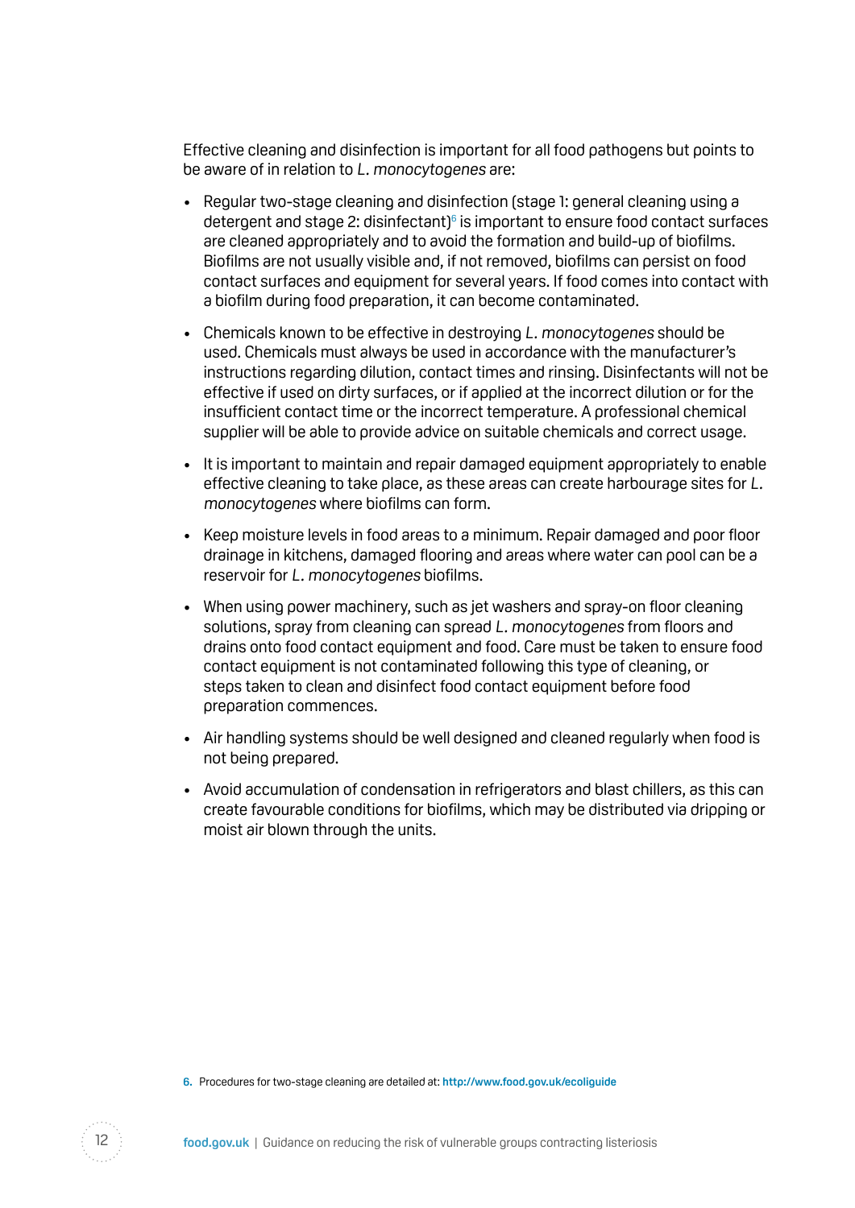Effective cleaning and disinfection is important for all food pathogens but points to be aware of in relation to *L. monocytogenes* are:

- Regular two-stage cleaning and disinfection (stage 1: general cleaning using a detergent and stage 2: disinfectant)[6] is important to ensure food contact surfaces are cleaned appropriately and to avoid the formation and build-up of biofilms. Biofilms are not usually visible and, if not removed, biofilms can persist on food contact surfaces and equipment for several years. If food comes into contact with a biofilm during food preparation, it can become contaminated.
- Chemicals known to be effective in destroying *L. monocytogenes* should be used. Chemicals must always be used in accordance with the manufacturer's instructions regarding dilution, contact times and rinsing. Disinfectants will not be effective if used on dirty surfaces, or if applied at the incorrect dilution or for the insufficient contact time or the incorrect temperature. A professional chemical supplier will be able to provide advice on suitable chemicals and correct usage.
- It is important to maintain and repair damaged equipment appropriately to enable effective cleaning to take place, as these areas can create harbourage sites for *L. monocytogenes* where biofilms can form.
- Keep moisture levels in food areas to a minimum. Repair damaged and poor floor drainage in kitchens, damaged flooring and areas where water can pool can be a reservoir for *L. monocytogenes* biofilms.
- When using power machinery, such as jet washers and spray-on floor cleaning solutions, spray from cleaning can spread *L. monocytogenes* from floors and drains onto food contact equipment and food. Care must be taken to ensure food contact equipment is not contaminated following this type of cleaning, or steps taken to clean and disinfect food contact equipment before food preparation commences.
- Air handling systems should be well designed and cleaned regularly when food is not being prepared.
- Avoid accumulation of condensation in refrigerators and blast chillers, as this can create favourable conditions for biofilms, which may be distributed via dripping or moist air blown through the units.

6. Procedures for two-stage cleaning are detailed at: **http://www.food.gov.uk/ecoliguide**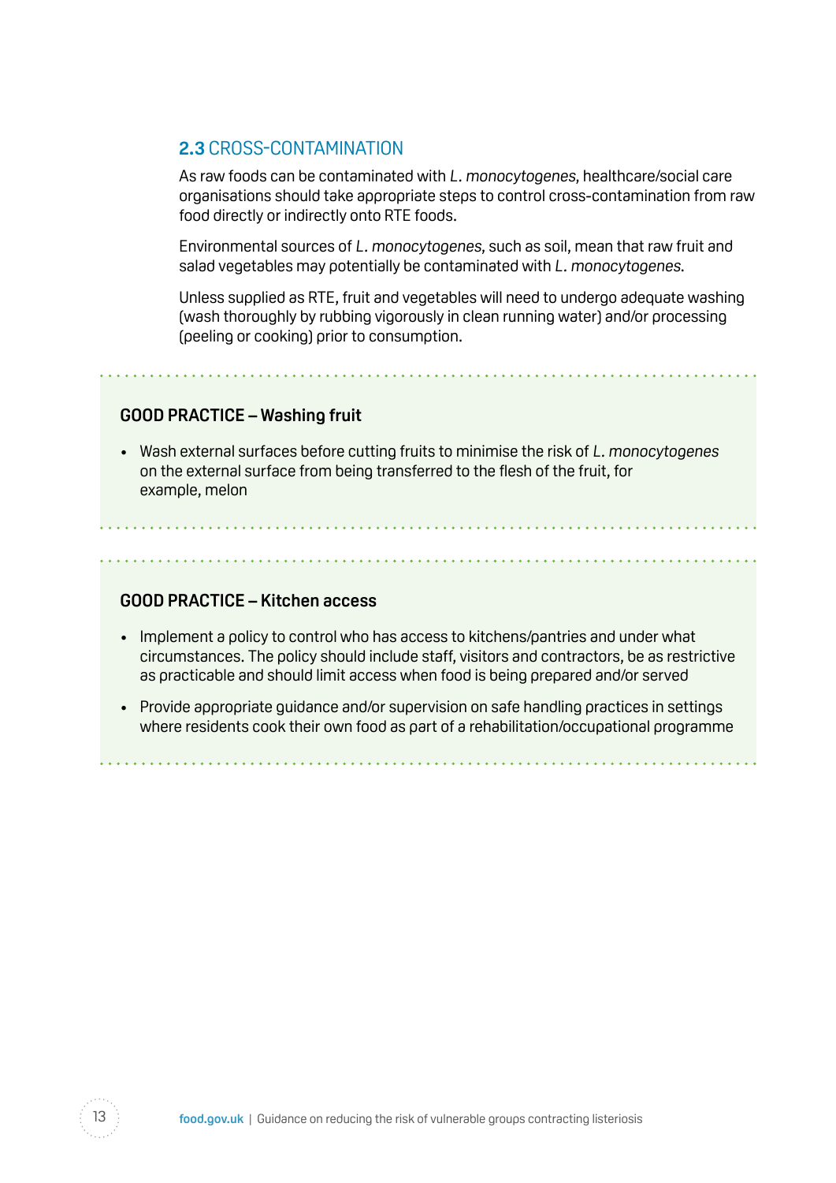## 2.3 CROSS-CONTAMINATION

As raw foods can be contaminated with *L. monocytogenes*, healthcare/social care organisations should take appropriate steps to control cross-contamination from raw food directly or indirectly onto RTE foods.

Environmental sources of *L. monocytogenes*, such as soil, mean that raw fruit and salad vegetables may potentially be contaminated with *L. monocytogenes*.

Unless supplied as RTE, fruit and vegetables will need to undergo adequate washing (wash thoroughly by rubbing vigorously in clean running water) and/or processing (peeling or cooking) prior to consumption.

**GOOD PRACTICE – Washing fruit**

- Wash external surfaces before cutting fruits to minimise the risk of *L. monocytogenes* on the external surface from being transferred to the flesh of the fruit, for example, melon

**GOOD PRACTICE – Kitchen access**

- Implement a policy to control who has access to kitchens/pantries and under what circumstances. The policy should include staff, visitors and contractors, be as restrictive as practicable and should limit access when food is being prepared and/or served
- Provide appropriate guidance and/or supervision on safe handling practices in settings where residents cook their own food as part of a rehabilitation/occupational programme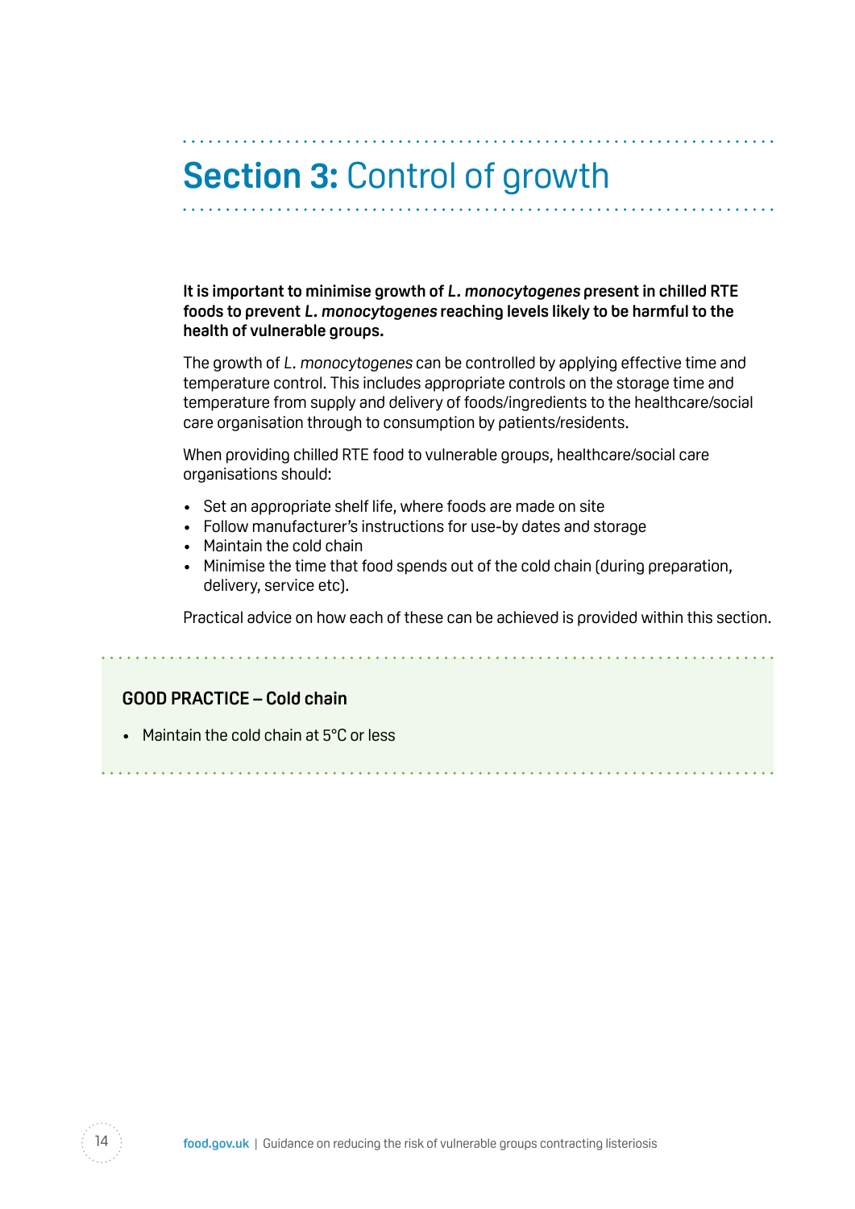# **Section 3:** Control of growth

**It is important to minimise growth of *L. monocytogenes* present in chilled RTE foods to prevent *L. monocytogenes* reaching levels likely to be harmful to the health of vulnerable groups.**

The growth of *L. monocytogenes* can be controlled by applying effective time and temperature control. This includes appropriate controls on the storage time and temperature from supply and delivery of foods/ingredients to the healthcare/social care organisation through to consumption by patients/residents.

When providing chilled RTE food to vulnerable groups, healthcare/social care organisations should:

- Set an appropriate shelf life, where foods are made on site
- Follow manufacturer's instructions for use-by dates and storage
- Maintain the cold chain
- Minimise the time that food spends out of the cold chain (during preparation, delivery, service etc).

Practical advice on how each of these can be achieved is provided within this section.

**GOOD PRACTICE – Cold chain**

- Maintain the cold chain at 5°C or less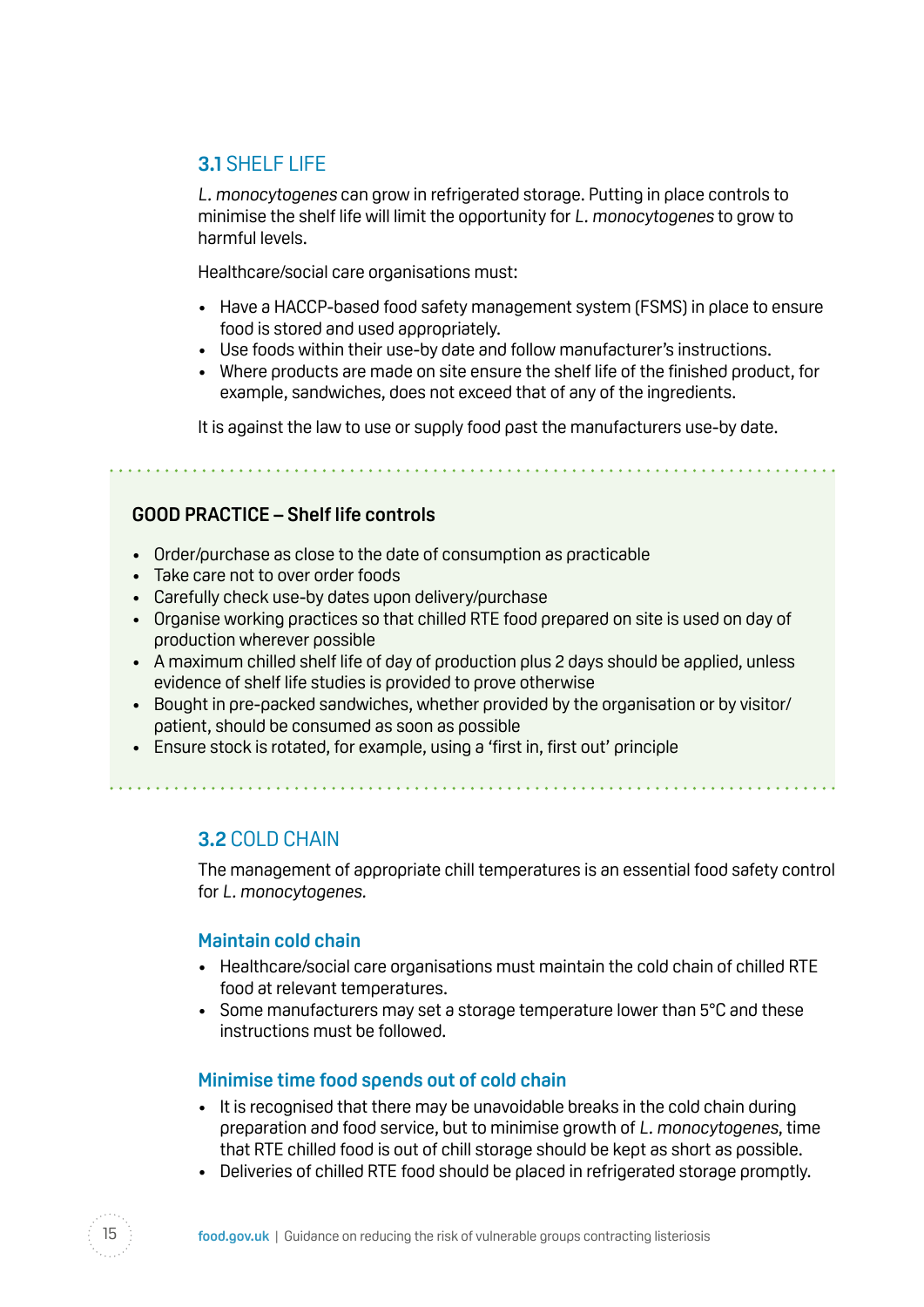## 3.1 SHELF LIFE

*L. monocytogenes* can grow in refrigerated storage. Putting in place controls to minimise the shelf life will limit the opportunity for *L. monocytogenes* to grow to harmful levels.

Healthcare/social care organisations must:

- Have a HACCP-based food safety management system (FSMS) in place to ensure food is stored and used appropriately.
- Use foods within their use-by date and follow manufacturer's instructions.
- Where products are made on site ensure the shelf life of the finished product, for example, sandwiches, does not exceed that of any of the ingredients.

It is against the law to use or supply food past the manufacturers use-by date.

**GOOD PRACTICE – Shelf life controls**

- Order/purchase as close to the date of consumption as practicable
- Take care not to over order foods
- Carefully check use-by dates upon delivery/purchase
- Organise working practices so that chilled RTE food prepared on site is used on day of production wherever possible
- A maximum chilled shelf life of day of production plus 2 days should be applied, unless evidence of shelf life studies is provided to prove otherwise
- Bought in pre-packed sandwiches, whether provided by the organisation or by visitor/patient, should be consumed as soon as possible
- Ensure stock is rotated, for example, using a 'first in, first out' principle

## 3.2 COLD CHAIN

The management of appropriate chill temperatures is an essential food safety control for *L. monocytogenes*.

### Maintain cold chain

- Healthcare/social care organisations must maintain the cold chain of chilled RTE food at relevant temperatures.
- Some manufacturers may set a storage temperature lower than 5°C and these instructions must be followed.

### Minimise time food spends out of cold chain

- It is recognised that there may be unavoidable breaks in the cold chain during preparation and food service, but to minimise growth of *L. monocytogenes*, time that RTE chilled food is out of chill storage should be kept as short as possible.
- Deliveries of chilled RTE food should be placed in refrigerated storage promptly.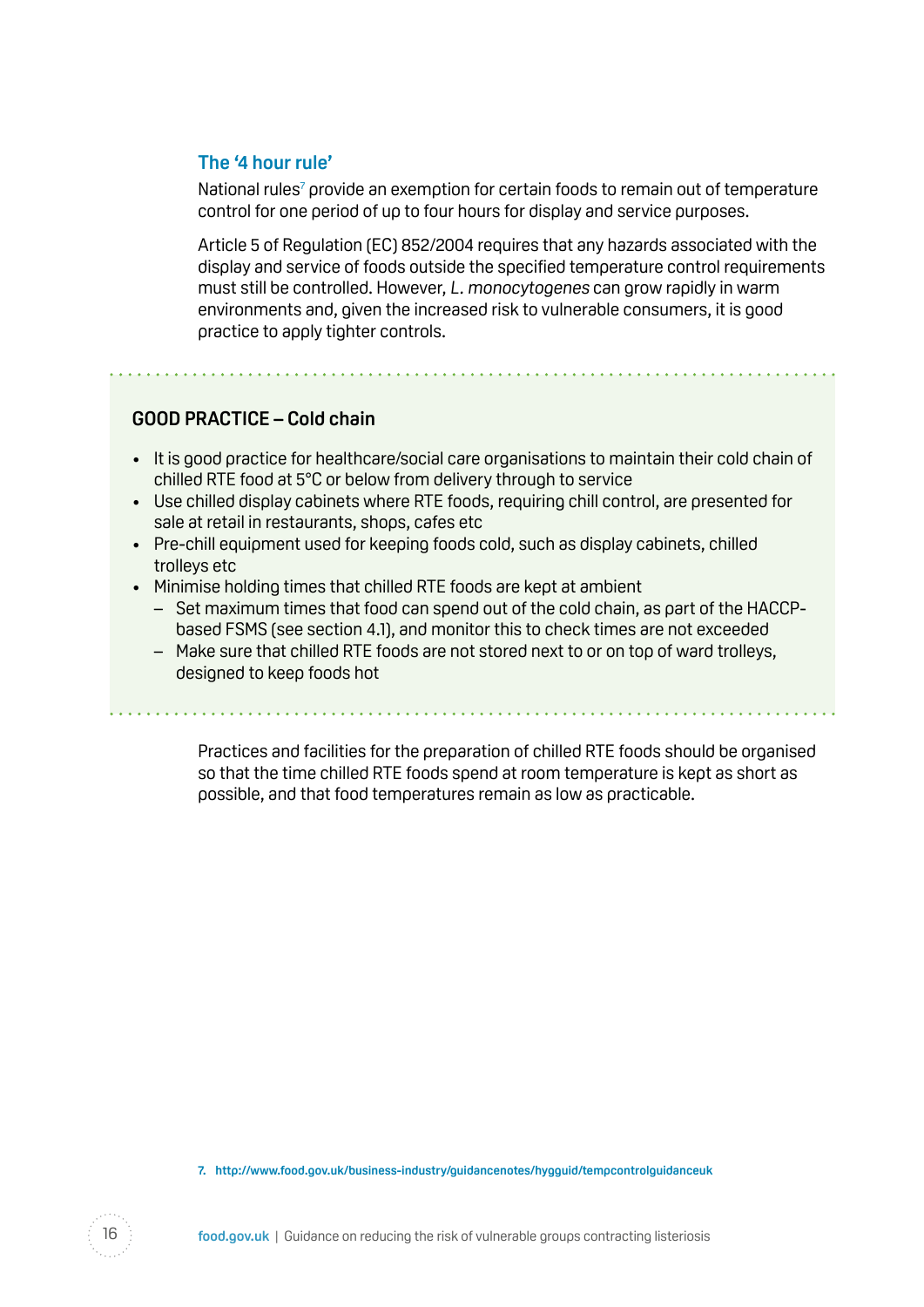### The '4 hour rule'

National rules[7] provide an exemption for certain foods to remain out of temperature control for one period of up to four hours for display and service purposes.

Article 5 of Regulation (EC) 852/2004 requires that any hazards associated with the display and service of foods outside the specified temperature control requirements must still be controlled. However, *L. monocytogenes* can grow rapidly in warm environments and, given the increased risk to vulnerable consumers, it is good practice to apply tighter controls.

**GOOD PRACTICE – Cold chain**

- It is good practice for healthcare/social care organisations to maintain their cold chain of chilled RTE food at 5°C or below from delivery through to service
- Use chilled display cabinets where RTE foods, requiring chill control, are presented for sale at retail in restaurants, shops, cafes etc
- Pre-chill equipment used for keeping foods cold, such as display cabinets, chilled trolleys etc
- Minimise holding times that chilled RTE foods are kept at ambient
  - Set maximum times that food can spend out of the cold chain, as part of the HACCP-based FSMS (see section 4.1), and monitor this to check times are not exceeded
  - Make sure that chilled RTE foods are not stored next to or on top of ward trolleys, designed to keep foods hot

Practices and facilities for the preparation of chilled RTE foods should be organised so that the time chilled RTE foods spend at room temperature is kept as short as possible, and that food temperatures remain as low as practicable.

7. http://www.food.gov.uk/business-industry/guidancenotes/hygguid/tempcontrolguidanceuk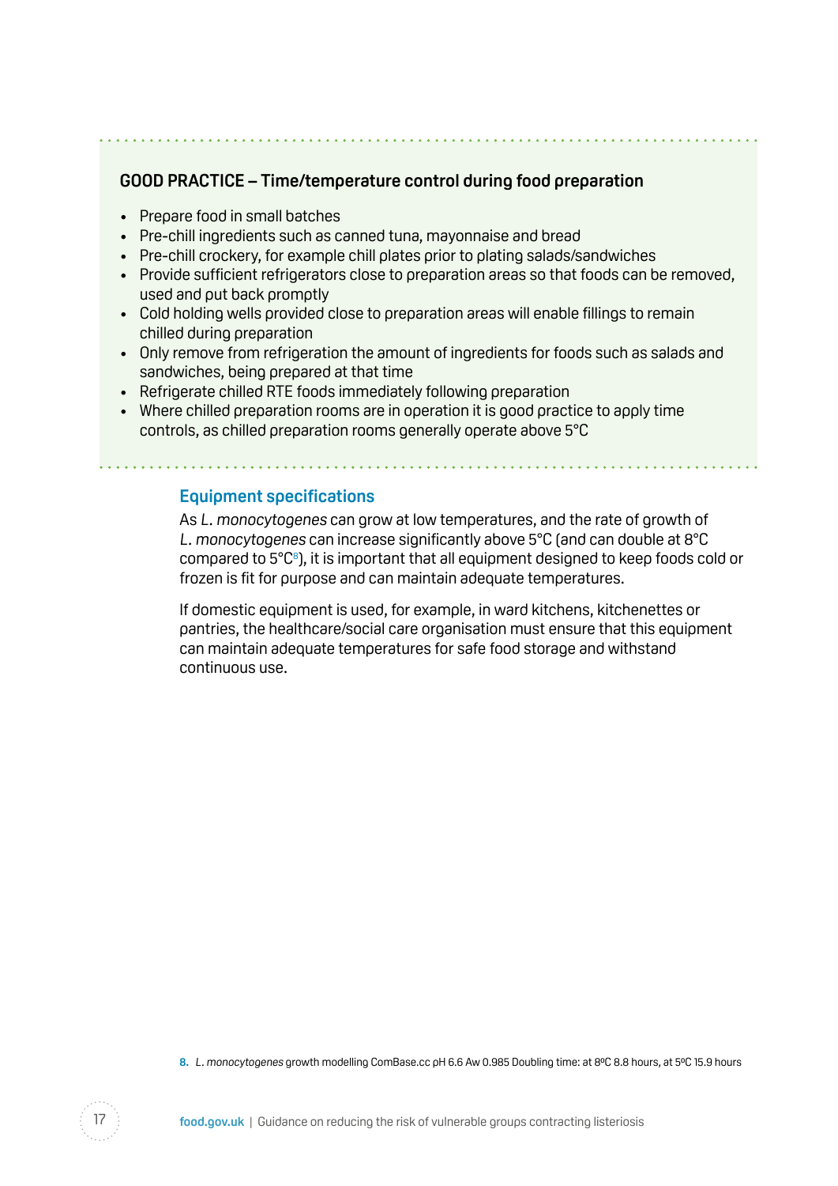### GOOD PRACTICE – Time/temperature control during food preparation

- Prepare food in small batches
- Pre-chill ingredients such as canned tuna, mayonnaise and bread
- Pre-chill crockery, for example chill plates prior to plating salads/sandwiches
- Provide sufficient refrigerators close to preparation areas so that foods can be removed, used and put back promptly
- Cold holding wells provided close to preparation areas will enable fillings to remain chilled during preparation
- Only remove from refrigeration the amount of ingredients for foods such as salads and sandwiches, being prepared at that time
- Refrigerate chilled RTE foods immediately following preparation
- Where chilled preparation rooms are in operation it is good practice to apply time controls, as chilled preparation rooms generally operate above 5°C

## Equipment specifications

As *L. monocytogenes* can grow at low temperatures, and the rate of growth of *L. monocytogenes* can increase significantly above 5°C (and can double at 8°C compared to 5°C[8]), it is important that all equipment designed to keep foods cold or frozen is fit for purpose and can maintain adequate temperatures.

If domestic equipment is used, for example, in ward kitchens, kitchenettes or pantries, the healthcare/social care organisation must ensure that this equipment can maintain adequate temperatures for safe food storage and withstand continuous use.

8. *L. monocytogenes* growth modelling ComBase.cc pH 6.6 Aw 0.985 Doubling time: at 8ºC 8.8 hours, at 5ºC 15.9 hours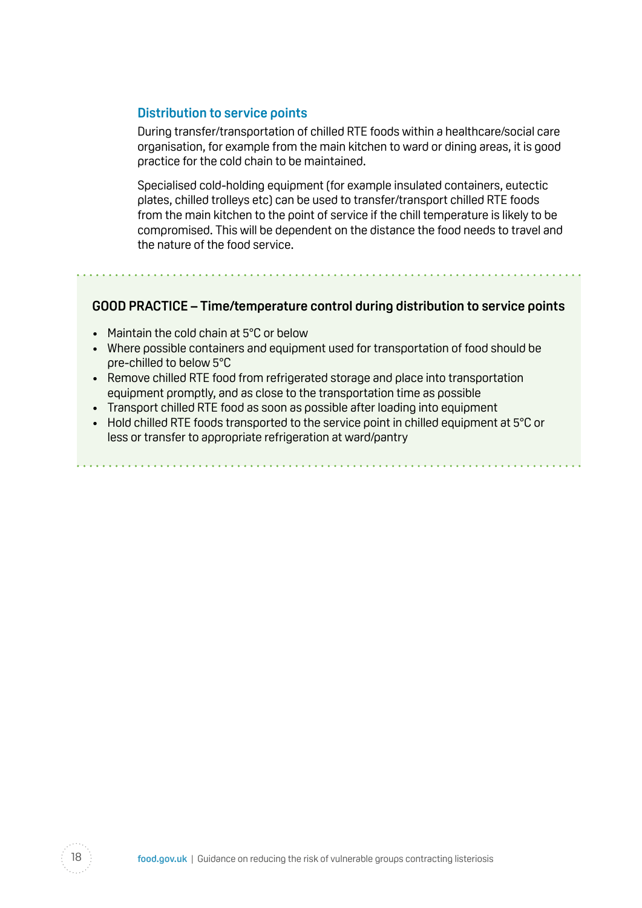### Distribution to service points

During transfer/transportation of chilled RTE foods within a healthcare/social care organisation, for example from the main kitchen to ward or dining areas, it is good practice for the cold chain to be maintained.

Specialised cold-holding equipment (for example insulated containers, eutectic plates, chilled trolleys etc) can be used to transfer/transport chilled RTE foods from the main kitchen to the point of service if the chill temperature is likely to be compromised. This will be dependent on the distance the food needs to travel and the nature of the food service.

**GOOD PRACTICE – Time/temperature control during distribution to service points**

- Maintain the cold chain at 5°C or below
- Where possible containers and equipment used for transportation of food should be pre-chilled to below 5°C
- Remove chilled RTE food from refrigerated storage and place into transportation equipment promptly, and as close to the transportation time as possible
- Transport chilled RTE food as soon as possible after loading into equipment
- Hold chilled RTE foods transported to the service point in chilled equipment at 5°C or less or transfer to appropriate refrigeration at ward/pantry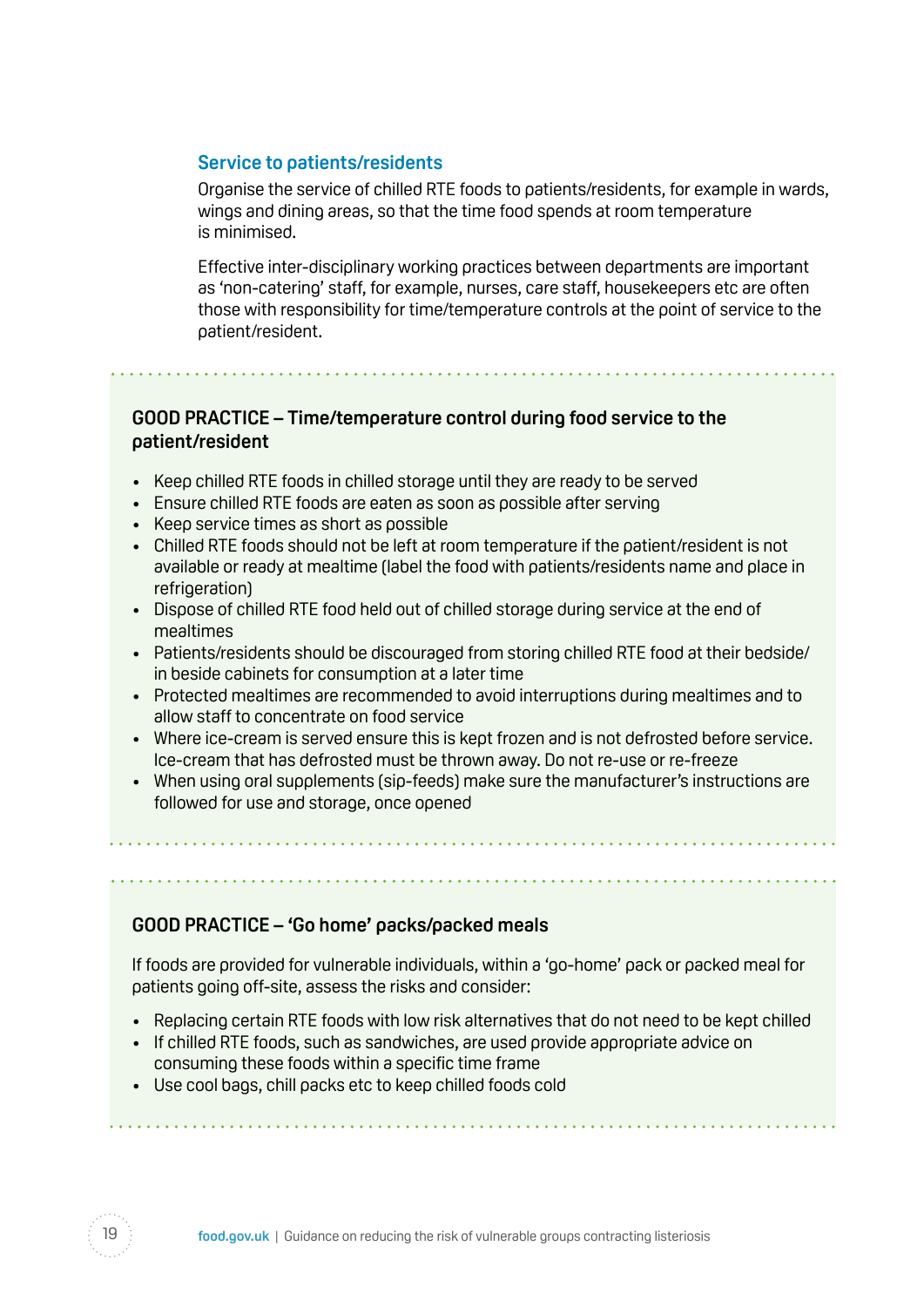### Service to patients/residents

Organise the service of chilled RTE foods to patients/residents, for example in wards, wings and dining areas, so that the time food spends at room temperature is minimised.

Effective inter-disciplinary working practices between departments are important as 'non-catering' staff, for example, nurses, care staff, housekeepers etc are often those with responsibility for time/temperature controls at the point of service to the patient/resident.

**GOOD PRACTICE – Time/temperature control during food service to the patient/resident**

- Keep chilled RTE foods in chilled storage until they are ready to be served
- Ensure chilled RTE foods are eaten as soon as possible after serving
- Keep service times as short as possible
- Chilled RTE foods should not be left at room temperature if the patient/resident is not available or ready at mealtime (label the food with patients/residents name and place in refrigeration)
- Dispose of chilled RTE food held out of chilled storage during service at the end of mealtimes
- Patients/residents should be discouraged from storing chilled RTE food at their bedside/ in beside cabinets for consumption at a later time
- Protected mealtimes are recommended to avoid interruptions during mealtimes and to allow staff to concentrate on food service
- Where ice-cream is served ensure this is kept frozen and is not defrosted before service. Ice-cream that has defrosted must be thrown away. Do not re-use or re-freeze
- When using oral supplements (sip-feeds) make sure the manufacturer's instructions are followed for use and storage, once opened

**GOOD PRACTICE – 'Go home' packs/packed meals**

If foods are provided for vulnerable individuals, within a 'go-home' pack or packed meal for patients going off-site, assess the risks and consider:

- Replacing certain RTE foods with low risk alternatives that do not need to be kept chilled
- If chilled RTE foods, such as sandwiches, are used provide appropriate advice on consuming these foods within a specific time frame
- Use cool bags, chill packs etc to keep chilled foods cold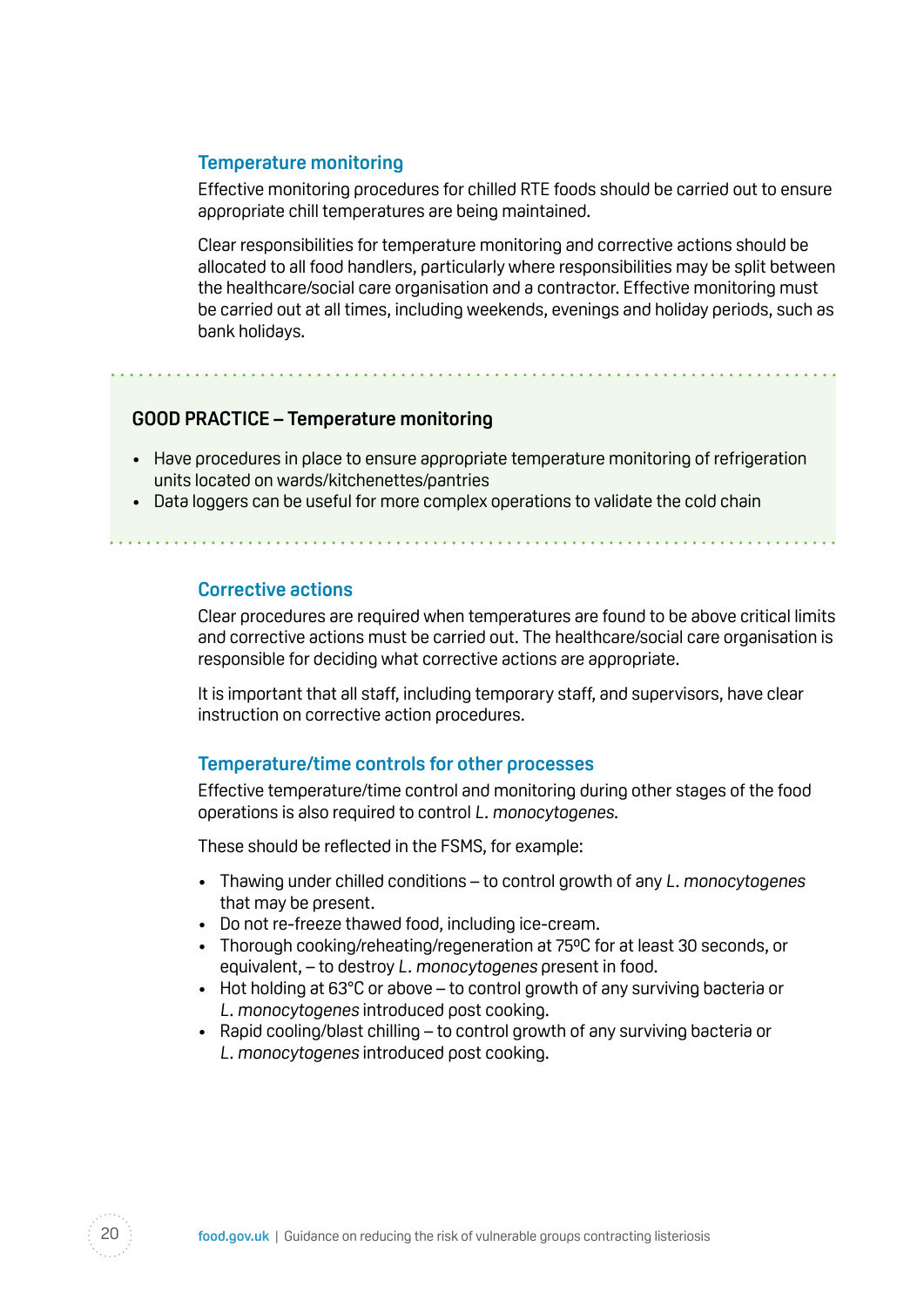### Temperature monitoring

Effective monitoring procedures for chilled RTE foods should be carried out to ensure appropriate chill temperatures are being maintained.

Clear responsibilities for temperature monitoring and corrective actions should be allocated to all food handlers, particularly where responsibilities may be split between the healthcare/social care organisation and a contractor. Effective monitoring must be carried out at all times, including weekends, evenings and holiday periods, such as bank holidays.

**GOOD PRACTICE – Temperature monitoring**

- Have procedures in place to ensure appropriate temperature monitoring of refrigeration units located on wards/kitchenettes/pantries
- Data loggers can be useful for more complex operations to validate the cold chain

### Corrective actions

Clear procedures are required when temperatures are found to be above critical limits and corrective actions must be carried out. The healthcare/social care organisation is responsible for deciding what corrective actions are appropriate.

It is important that all staff, including temporary staff, and supervisors, have clear instruction on corrective action procedures.

### Temperature/time controls for other processes

Effective temperature/time control and monitoring during other stages of the food operations is also required to control *L. monocytogenes*.

These should be reflected in the FSMS, for example:

- Thawing under chilled conditions – to control growth of any *L. monocytogenes* that may be present.
- Do not re-freeze thawed food, including ice-cream.
- Thorough cooking/reheating/regeneration at 75ºC for at least 30 seconds, or equivalent, – to destroy *L. monocytogenes* present in food.
- Hot holding at 63°C or above – to control growth of any surviving bacteria or *L. monocytogenes* introduced post cooking.
- Rapid cooling/blast chilling – to control growth of any surviving bacteria or *L. monocytogenes* introduced post cooking.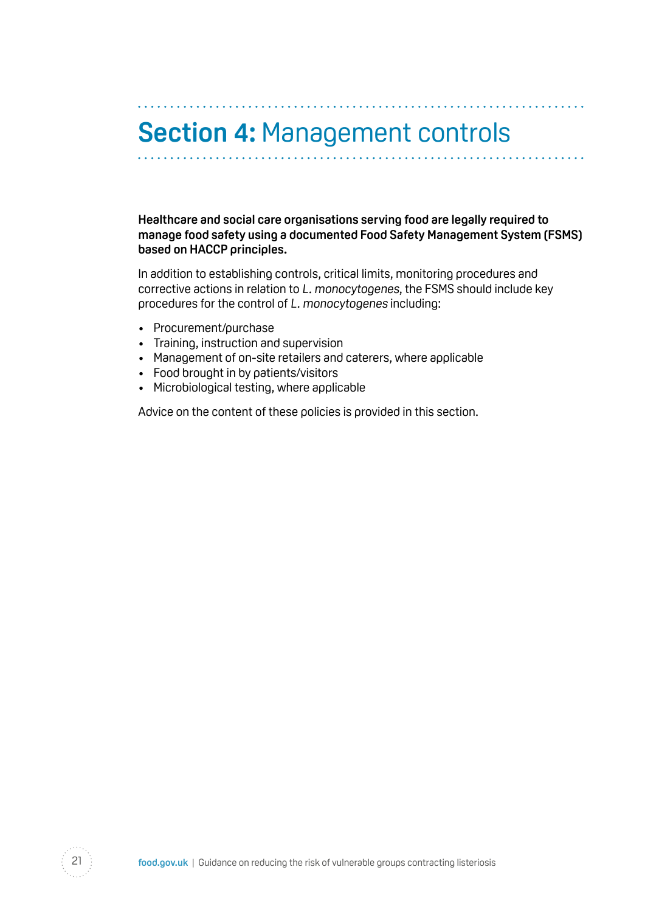# **Section 4:** Management controls

**Healthcare and social care organisations serving food are legally required to manage food safety using a documented Food Safety Management System (FSMS) based on HACCP principles.**

In addition to establishing controls, critical limits, monitoring procedures and corrective actions in relation to *L. monocytogenes*, the FSMS should include key procedures for the control of *L. monocytogenes* including:

- Procurement/purchase
- Training, instruction and supervision
- Management of on-site retailers and caterers, where applicable
- Food brought in by patients/visitors
- Microbiological testing, where applicable

Advice on the content of these policies is provided in this section.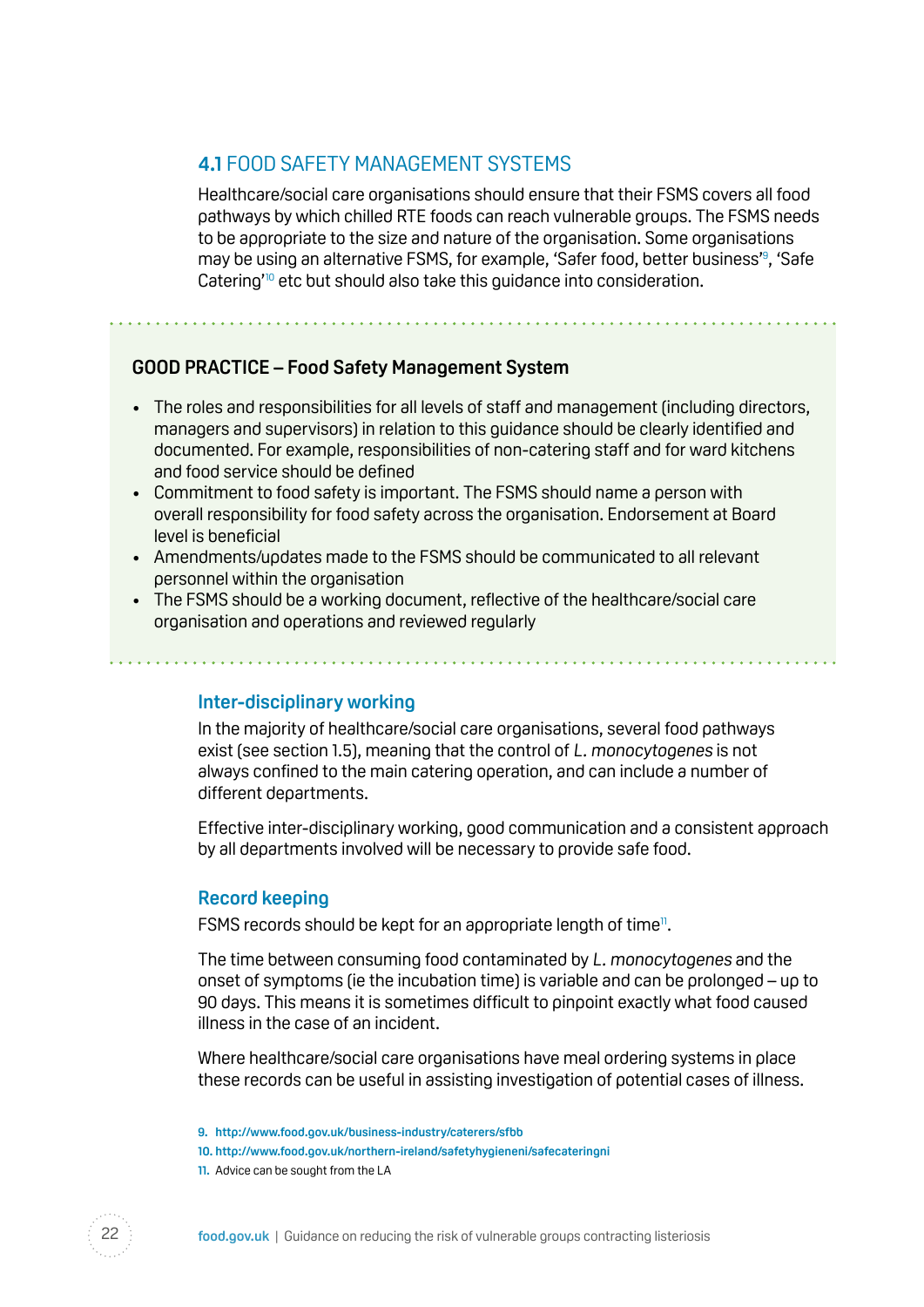## 4.1 FOOD SAFETY MANAGEMENT SYSTEMS

Healthcare/social care organisations should ensure that their FSMS covers all food pathways by which chilled RTE foods can reach vulnerable groups. The FSMS needs to be appropriate to the size and nature of the organisation. Some organisations may be using an alternative FSMS, for example, 'Safer food, better business'[9], 'Safe Catering'[10] etc but should also take this guidance into consideration.

**GOOD PRACTICE – Food Safety Management System**

- The roles and responsibilities for all levels of staff and management (including directors, managers and supervisors) in relation to this guidance should be clearly identified and documented. For example, responsibilities of non-catering staff and for ward kitchens and food service should be defined
- Commitment to food safety is important. The FSMS should name a person with overall responsibility for food safety across the organisation. Endorsement at Board level is beneficial
- Amendments/updates made to the FSMS should be communicated to all relevant personnel within the organisation
- The FSMS should be a working document, reflective of the healthcare/social care organisation and operations and reviewed regularly

### Inter-disciplinary working

In the majority of healthcare/social care organisations, several food pathways exist (see section 1.5), meaning that the control of *L. monocytogenes* is not always confined to the main catering operation, and can include a number of different departments.

Effective inter-disciplinary working, good communication and a consistent approach by all departments involved will be necessary to provide safe food.

### Record keeping

FSMS records should be kept for an appropriate length of time[11].

The time between consuming food contaminated by *L. monocytogenes* and the onset of symptoms (ie the incubation time) is variable and can be prolonged – up to 90 days. This means it is sometimes difficult to pinpoint exactly what food caused illness in the case of an incident.

Where healthcare/social care organisations have meal ordering systems in place these records can be useful in assisting investigation of potential cases of illness.

9. http://www.food.gov.uk/business-industry/caterers/sfbb
10. http://www.food.gov.uk/northern-ireland/safetyhygieneni/safecateringni
11. Advice can be sought from the LA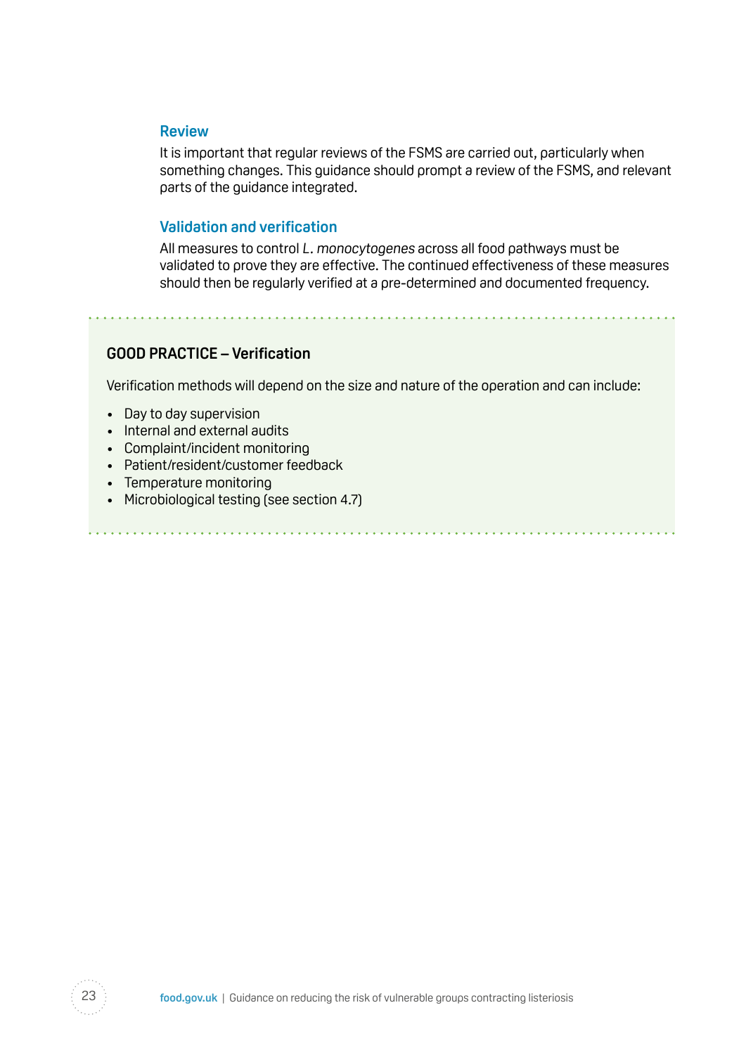### Review

It is important that regular reviews of the FSMS are carried out, particularly when something changes. This guidance should prompt a review of the FSMS, and relevant parts of the guidance integrated.

### Validation and verification

All measures to control *L. monocytogenes* across all food pathways must be validated to prove they are effective. The continued effectiveness of these measures should then be regularly verified at a pre-determined and documented frequency.

**GOOD PRACTICE – Verification**

Verification methods will depend on the size and nature of the operation and can include:

- Day to day supervision
- Internal and external audits
- Complaint/incident monitoring
- Patient/resident/customer feedback
- Temperature monitoring
- Microbiological testing (see section 4.7)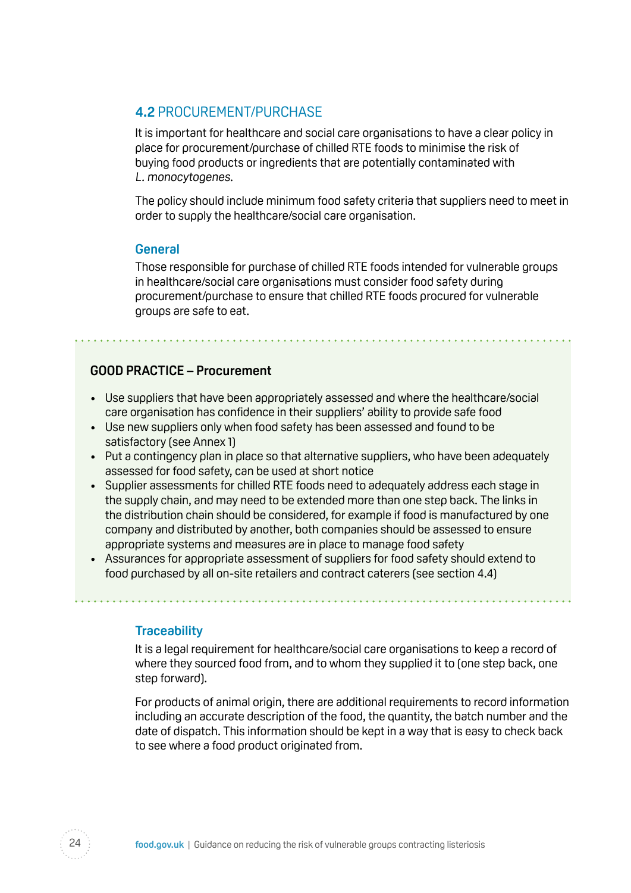## 4.2 PROCUREMENT/PURCHASE

It is important for healthcare and social care organisations to have a clear policy in place for procurement/purchase of chilled RTE foods to minimise the risk of buying food products or ingredients that are potentially contaminated with *L. monocytogenes*.

The policy should include minimum food safety criteria that suppliers need to meet in order to supply the healthcare/social care organisation.

### General

Those responsible for purchase of chilled RTE foods intended for vulnerable groups in healthcare/social care organisations must consider food safety during procurement/purchase to ensure that chilled RTE foods procured for vulnerable groups are safe to eat.

**GOOD PRACTICE – Procurement**

- Use suppliers that have been appropriately assessed and where the healthcare/social care organisation has confidence in their suppliers' ability to provide safe food
- Use new suppliers only when food safety has been assessed and found to be satisfactory (see Annex 1)
- Put a contingency plan in place so that alternative suppliers, who have been adequately assessed for food safety, can be used at short notice
- Supplier assessments for chilled RTE foods need to adequately address each stage in the supply chain, and may need to be extended more than one step back. The links in the distribution chain should be considered, for example if food is manufactured by one company and distributed by another, both companies should be assessed to ensure appropriate systems and measures are in place to manage food safety
- Assurances for appropriate assessment of suppliers for food safety should extend to food purchased by all on-site retailers and contract caterers (see section 4.4)

### Traceability

It is a legal requirement for healthcare/social care organisations to keep a record of where they sourced food from, and to whom they supplied it to (one step back, one step forward).

For products of animal origin, there are additional requirements to record information including an accurate description of the food, the quantity, the batch number and the date of dispatch. This information should be kept in a way that is easy to check back to see where a food product originated from.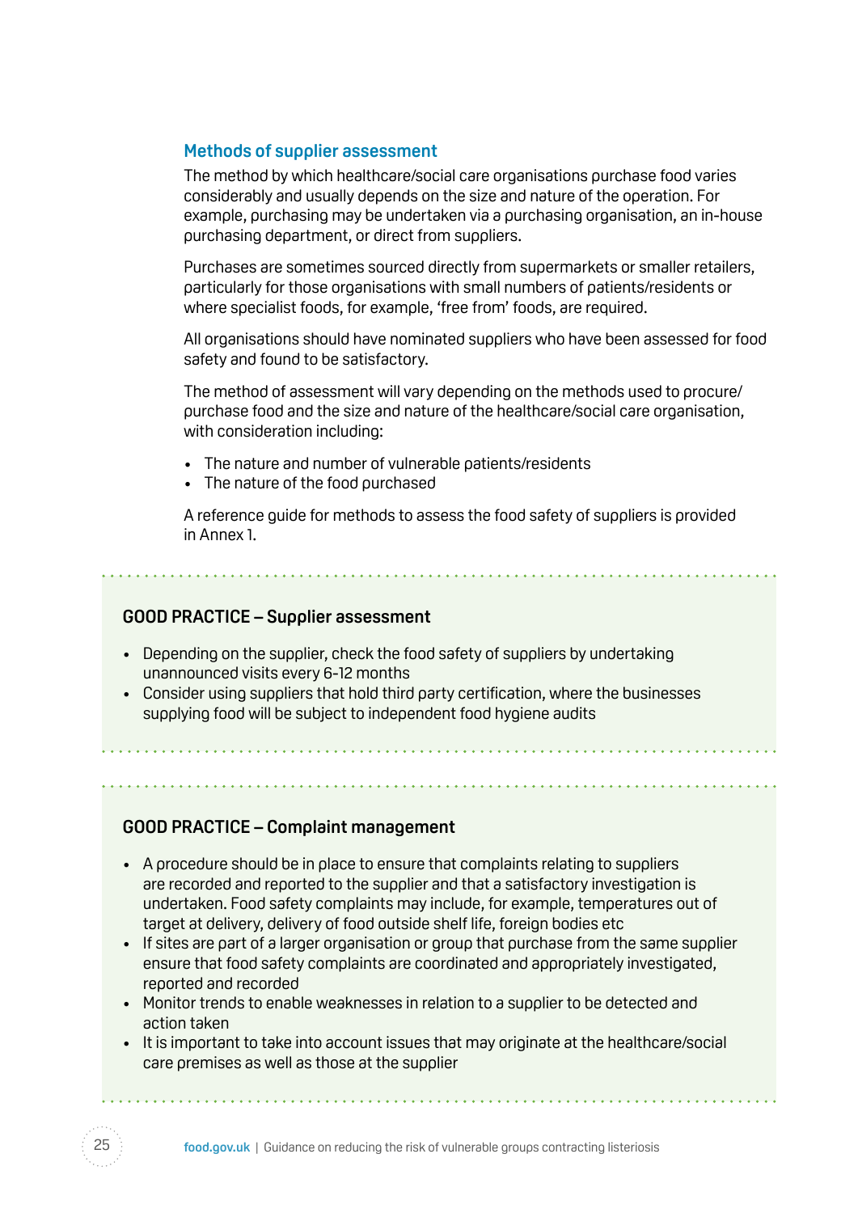### Methods of supplier assessment

The method by which healthcare/social care organisations purchase food varies considerably and usually depends on the size and nature of the operation. For example, purchasing may be undertaken via a purchasing organisation, an in-house purchasing department, or direct from suppliers.

Purchases are sometimes sourced directly from supermarkets or smaller retailers, particularly for those organisations with small numbers of patients/residents or where specialist foods, for example, 'free from' foods, are required.

All organisations should have nominated suppliers who have been assessed for food safety and found to be satisfactory.

The method of assessment will vary depending on the methods used to procure/purchase food and the size and nature of the healthcare/social care organisation, with consideration including:

- The nature and number of vulnerable patients/residents
- The nature of the food purchased

A reference guide for methods to assess the food safety of suppliers is provided in Annex 1.

**GOOD PRACTICE – Supplier assessment**

- Depending on the supplier, check the food safety of suppliers by undertaking unannounced visits every 6-12 months
- Consider using suppliers that hold third party certification, where the businesses supplying food will be subject to independent food hygiene audits

**GOOD PRACTICE – Complaint management**

- A procedure should be in place to ensure that complaints relating to suppliers are recorded and reported to the supplier and that a satisfactory investigation is undertaken. Food safety complaints may include, for example, temperatures out of target at delivery, delivery of food outside shelf life, foreign bodies etc
- If sites are part of a larger organisation or group that purchase from the same supplier ensure that food safety complaints are coordinated and appropriately investigated, reported and recorded
- Monitor trends to enable weaknesses in relation to a supplier to be detected and action taken
- It is important to take into account issues that may originate at the healthcare/social care premises as well as those at the supplier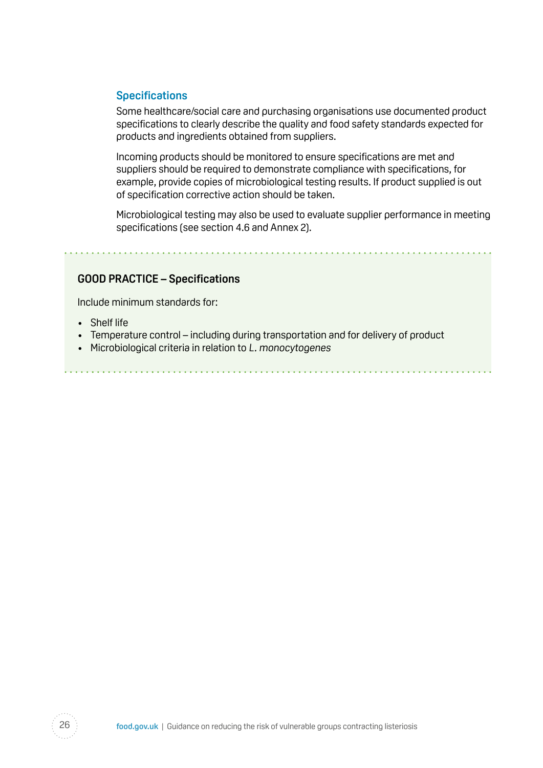### Specifications

Some healthcare/social care and purchasing organisations use documented product specifications to clearly describe the quality and food safety standards expected for products and ingredients obtained from suppliers.

Incoming products should be monitored to ensure specifications are met and suppliers should be required to demonstrate compliance with specifications, for example, provide copies of microbiological testing results. If product supplied is out of specification corrective action should be taken.

Microbiological testing may also be used to evaluate supplier performance in meeting specifications (see section 4.6 and Annex 2).

**GOOD PRACTICE – Specifications**

Include minimum standards for:

- Shelf life
- Temperature control – including during transportation and for delivery of product
- Microbiological criteria in relation to *L. monocytogenes*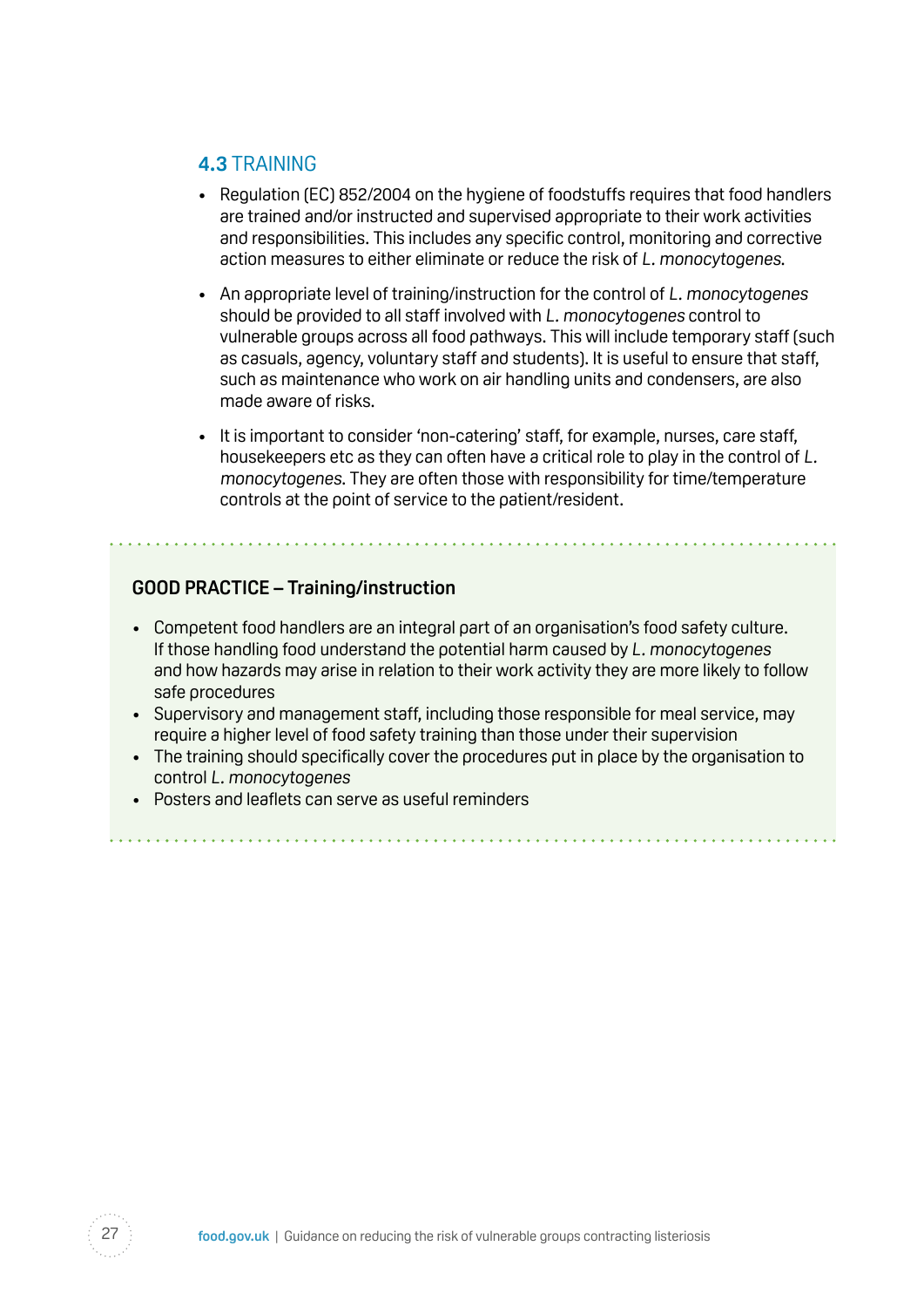## 4.3 TRAINING

- Regulation (EC) 852/2004 on the hygiene of foodstuffs requires that food handlers are trained and/or instructed and supervised appropriate to their work activities and responsibilities. This includes any specific control, monitoring and corrective action measures to either eliminate or reduce the risk of *L. monocytogenes*.
- An appropriate level of training/instruction for the control of *L. monocytogenes* should be provided to all staff involved with *L. monocytogenes* control to vulnerable groups across all food pathways. This will include temporary staff (such as casuals, agency, voluntary staff and students). It is useful to ensure that staff, such as maintenance who work on air handling units and condensers, are also made aware of risks.
- It is important to consider 'non-catering' staff, for example, nurses, care staff, housekeepers etc as they can often have a critical role to play in the control of *L. monocytogenes*. They are often those with responsibility for time/temperature controls at the point of service to the patient/resident.

**GOOD PRACTICE – Training/instruction**

- Competent food handlers are an integral part of an organisation's food safety culture. If those handling food understand the potential harm caused by *L. monocytogenes* and how hazards may arise in relation to their work activity they are more likely to follow safe procedures
- Supervisory and management staff, including those responsible for meal service, may require a higher level of food safety training than those under their supervision
- The training should specifically cover the procedures put in place by the organisation to control *L. monocytogenes*
- Posters and leaflets can serve as useful reminders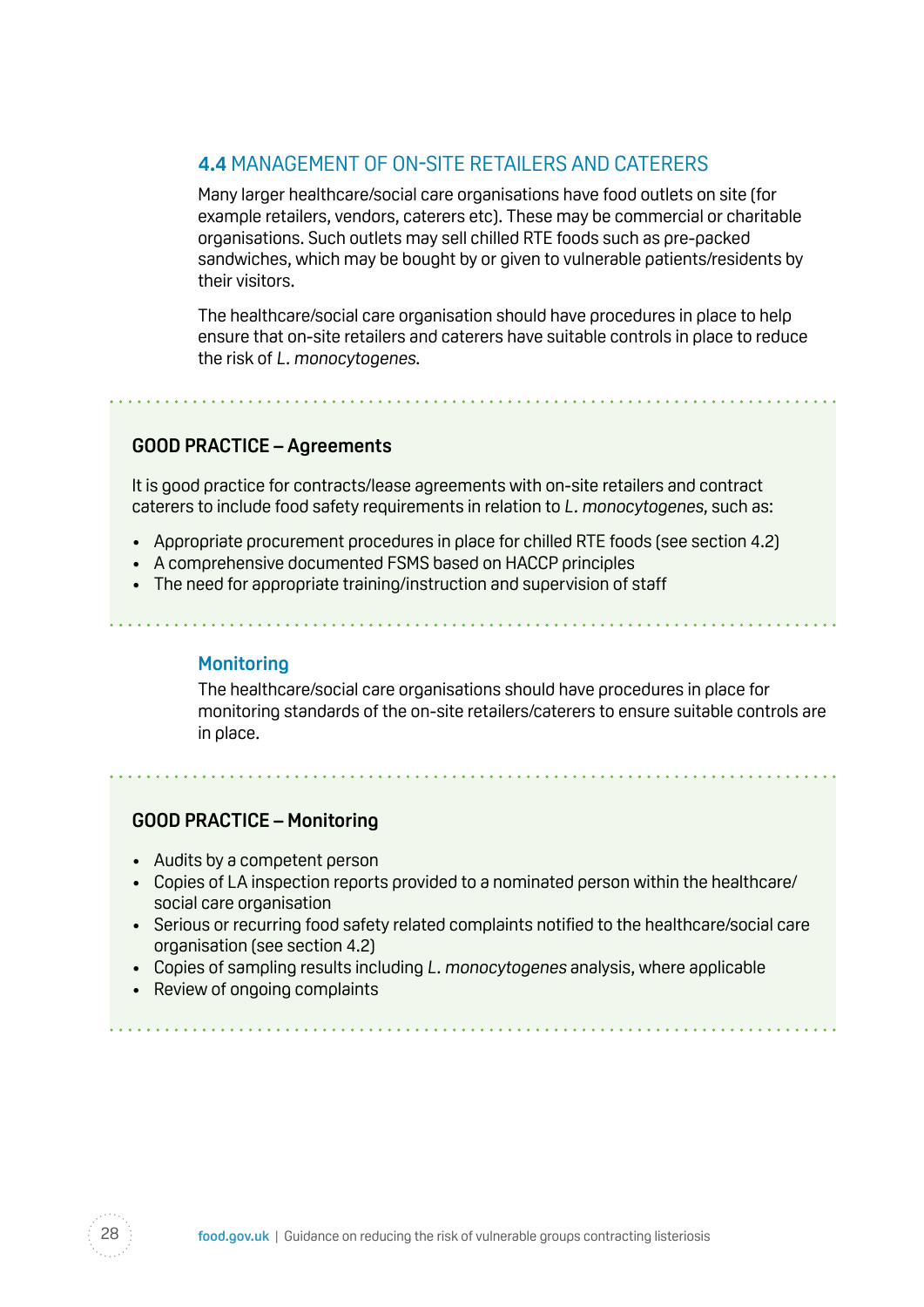## 4.4 MANAGEMENT OF ON-SITE RETAILERS AND CATERERS

Many larger healthcare/social care organisations have food outlets on site (for example retailers, vendors, caterers etc). These may be commercial or charitable organisations. Such outlets may sell chilled RTE foods such as pre-packed sandwiches, which may be bought by or given to vulnerable patients/residents by their visitors.

The healthcare/social care organisation should have procedures in place to help ensure that on-site retailers and caterers have suitable controls in place to reduce the risk of *L. monocytogenes*.

**GOOD PRACTICE – Agreements**

It is good practice for contracts/lease agreements with on-site retailers and contract caterers to include food safety requirements in relation to *L. monocytogenes*, such as:

- Appropriate procurement procedures in place for chilled RTE foods (see section 4.2)
- A comprehensive documented FSMS based on HACCP principles
- The need for appropriate training/instruction and supervision of staff

### Monitoring

The healthcare/social care organisations should have procedures in place for monitoring standards of the on-site retailers/caterers to ensure suitable controls are in place.

**GOOD PRACTICE – Monitoring**

- Audits by a competent person
- Copies of LA inspection reports provided to a nominated person within the healthcare/social care organisation
- Serious or recurring food safety related complaints notified to the healthcare/social care organisation (see section 4.2)
- Copies of sampling results including *L. monocytogenes* analysis, where applicable
- Review of ongoing complaints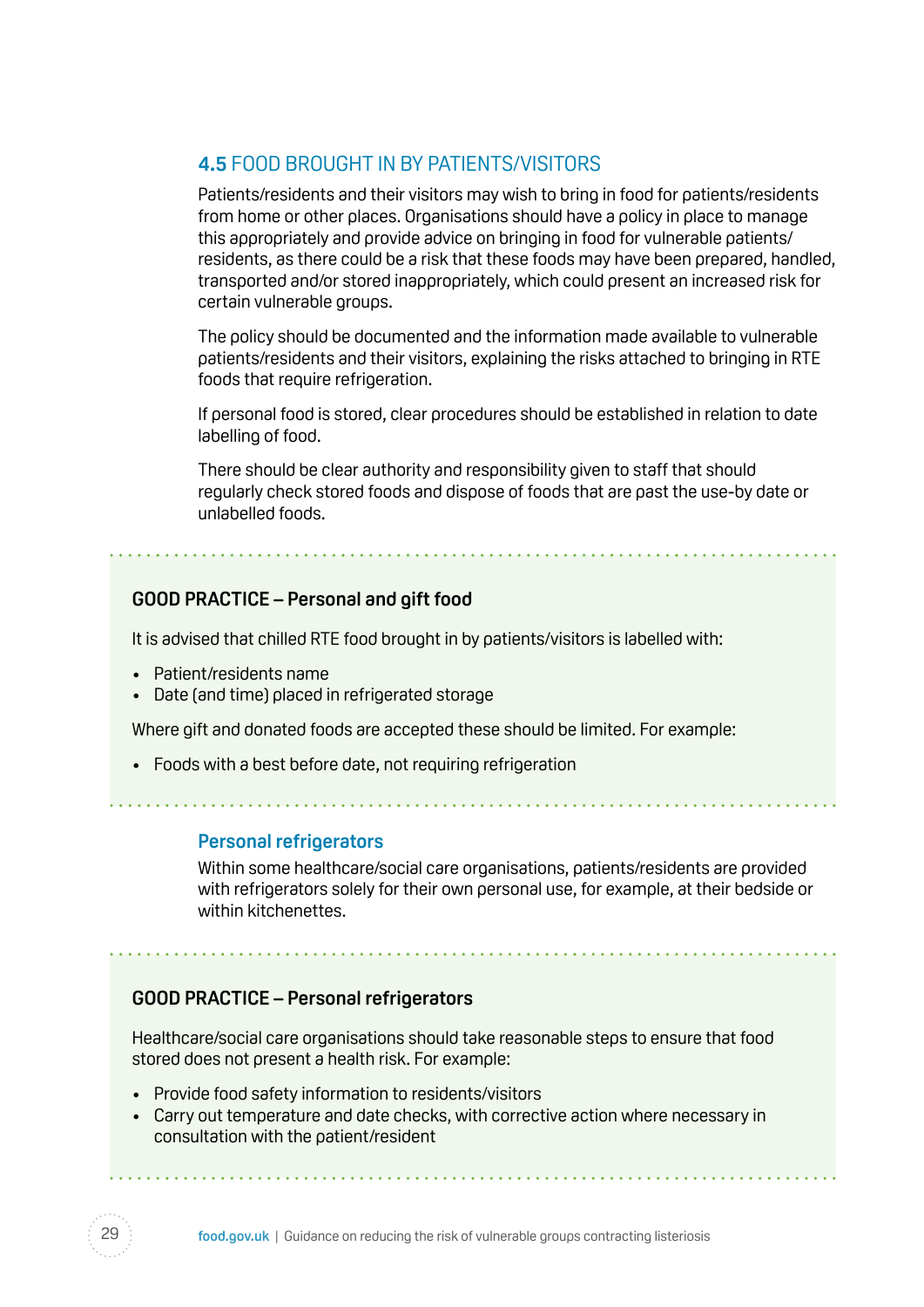## 4.5 FOOD BROUGHT IN BY PATIENTS/VISITORS

Patients/residents and their visitors may wish to bring in food for patients/residents from home or other places. Organisations should have a policy in place to manage this appropriately and provide advice on bringing in food for vulnerable patients/residents, as there could be a risk that these foods may have been prepared, handled, transported and/or stored inappropriately, which could present an increased risk for certain vulnerable groups.

The policy should be documented and the information made available to vulnerable patients/residents and their visitors, explaining the risks attached to bringing in RTE foods that require refrigeration.

If personal food is stored, clear procedures should be established in relation to date labelling of food.

There should be clear authority and responsibility given to staff that should regularly check stored foods and dispose of foods that are past the use-by date or unlabelled foods.

**GOOD PRACTICE – Personal and gift food**

It is advised that chilled RTE food brought in by patients/visitors is labelled with:

- Patient/residents name
- Date (and time) placed in refrigerated storage

Where gift and donated foods are accepted these should be limited. For example:

- Foods with a best before date, not requiring refrigeration

### Personal refrigerators

Within some healthcare/social care organisations, patients/residents are provided with refrigerators solely for their own personal use, for example, at their bedside or within kitchenettes.

**GOOD PRACTICE – Personal refrigerators**

Healthcare/social care organisations should take reasonable steps to ensure that food stored does not present a health risk. For example:

- Provide food safety information to residents/visitors
- Carry out temperature and date checks, with corrective action where necessary in consultation with the patient/resident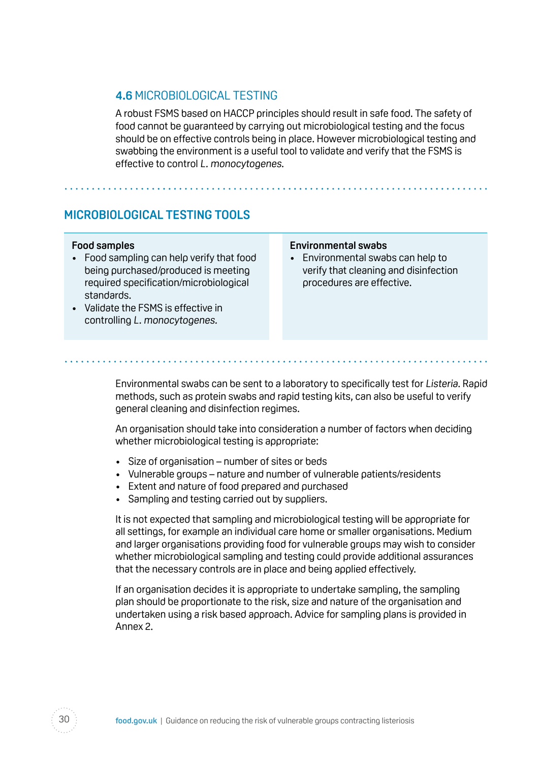## 4.6 MICROBIOLOGICAL TESTING

A robust FSMS based on HACCP principles should result in safe food. The safety of food cannot be guaranteed by carrying out microbiological testing and the focus should be on effective controls being in place. However microbiological testing and swabbing the environment is a useful tool to validate and verify that the FSMS is effective to control *L. monocytogenes*.

### MICROBIOLOGICAL TESTING TOOLS

**Food samples**

- Food sampling can help verify that food being purchased/produced is meeting required specification/microbiological standards.
- Validate the FSMS is effective in controlling *L. monocytogenes*.

**Environmental swabs**

- Environmental swabs can help to verify that cleaning and disinfection procedures are effective.

Environmental swabs can be sent to a laboratory to specifically test for *Listeria*. Rapid methods, such as protein swabs and rapid testing kits, can also be useful to verify general cleaning and disinfection regimes.

An organisation should take into consideration a number of factors when deciding whether microbiological testing is appropriate:

- Size of organisation – number of sites or beds
- Vulnerable groups – nature and number of vulnerable patients/residents
- Extent and nature of food prepared and purchased
- Sampling and testing carried out by suppliers.

It is not expected that sampling and microbiological testing will be appropriate for all settings, for example an individual care home or smaller organisations. Medium and larger organisations providing food for vulnerable groups may wish to consider whether microbiological sampling and testing could provide additional assurances that the necessary controls are in place and being applied effectively.

If an organisation decides it is appropriate to undertake sampling, the sampling plan should be proportionate to the risk, size and nature of the organisation and undertaken using a risk based approach. Advice for sampling plans is provided in Annex 2.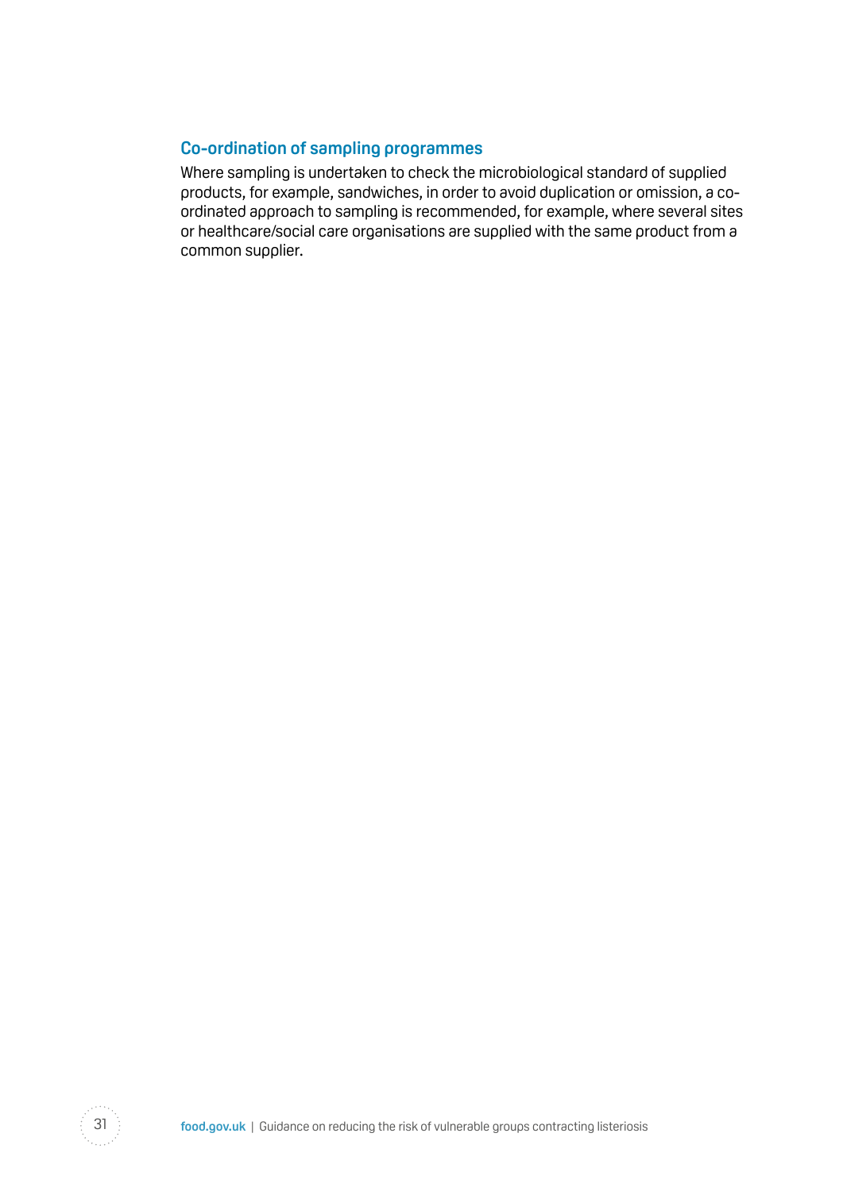### Co-ordination of sampling programmes

Where sampling is undertaken to check the microbiological standard of supplied products, for example, sandwiches, in order to avoid duplication or omission, a co-ordinated approach to sampling is recommended, for example, where several sites or healthcare/social care organisations are supplied with the same product from a common supplier.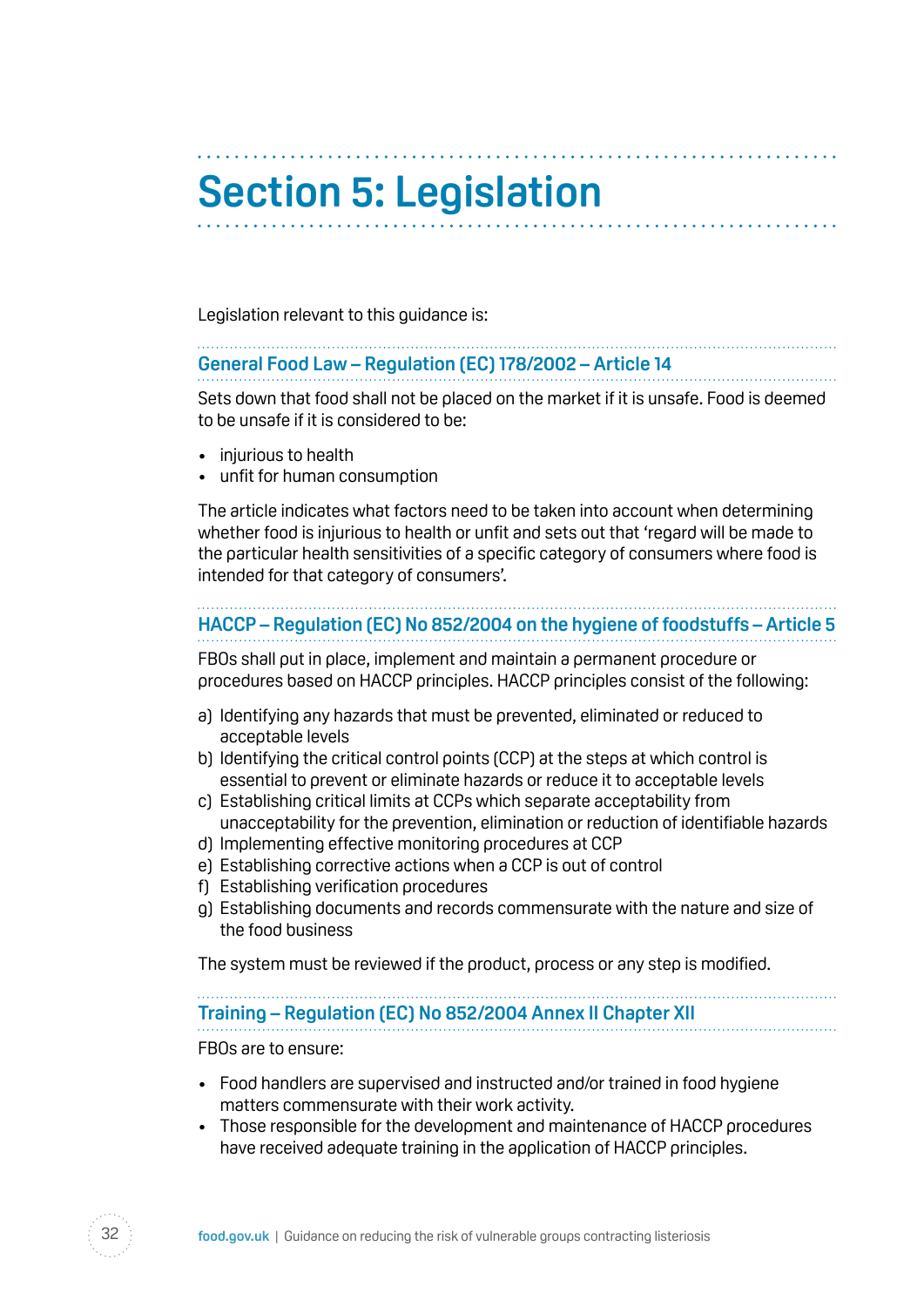# Section 5: Legislation

Legislation relevant to this guidance is:

### General Food Law – Regulation (EC) 178/2002 – Article 14

Sets down that food shall not be placed on the market if it is unsafe. Food is deemed to be unsafe if it is considered to be:

- injurious to health
- unfit for human consumption

The article indicates what factors need to be taken into account when determining whether food is injurious to health or unfit and sets out that 'regard will be made to the particular health sensitivities of a specific category of consumers where food is intended for that category of consumers'.

### HACCP – Regulation (EC) No 852/2004 on the hygiene of foodstuffs – Article 5

FBOs shall put in place, implement and maintain a permanent procedure or procedures based on HACCP principles. HACCP principles consist of the following:

a) Identifying any hazards that must be prevented, eliminated or reduced to acceptable levels
b) Identifying the critical control points (CCP) at the steps at which control is essential to prevent or eliminate hazards or reduce it to acceptable levels
c) Establishing critical limits at CCPs which separate acceptability from unacceptability for the prevention, elimination or reduction of identifiable hazards
d) Implementing effective monitoring procedures at CCP
e) Establishing corrective actions when a CCP is out of control
f) Establishing verification procedures
g) Establishing documents and records commensurate with the nature and size of the food business

The system must be reviewed if the product, process or any step is modified.

### Training – Regulation (EC) No 852/2004 Annex II Chapter XII

FBOs are to ensure:

- Food handlers are supervised and instructed and/or trained in food hygiene matters commensurate with their work activity.
- Those responsible for the development and maintenance of HACCP procedures have received adequate training in the application of HACCP principles.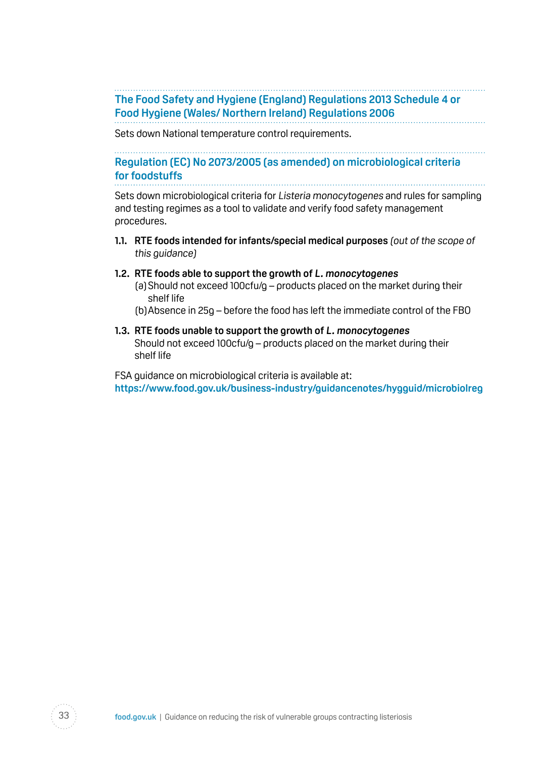### The Food Safety and Hygiene (England) Regulations 2013 Schedule 4 or Food Hygiene (Wales/ Northern Ireland) Regulations 2006

Sets down National temperature control requirements.

### Regulation (EC) No 2073/2005 (as amended) on microbiological criteria for foodstuffs

Sets down microbiological criteria for *Listeria monocytogenes* and rules for sampling and testing regimes as a tool to validate and verify food safety management procedures.

**1.1. RTE foods intended for infants/special medical purposes** *(out of the scope of this guidance)*

**1.2. RTE foods able to support the growth of *L. monocytogenes***

(a) Should not exceed 100cfu/g – products placed on the market during their shelf life

(b) Absence in 25g – before the food has left the immediate control of the FBO

**1.3. RTE foods unable to support the growth of *L. monocytogenes***

Should not exceed 100cfu/g – products placed on the market during their shelf life

FSA guidance on microbiological criteria is available at:
**https://www.food.gov.uk/business-industry/guidancenotes/hygguid/microbiolreg**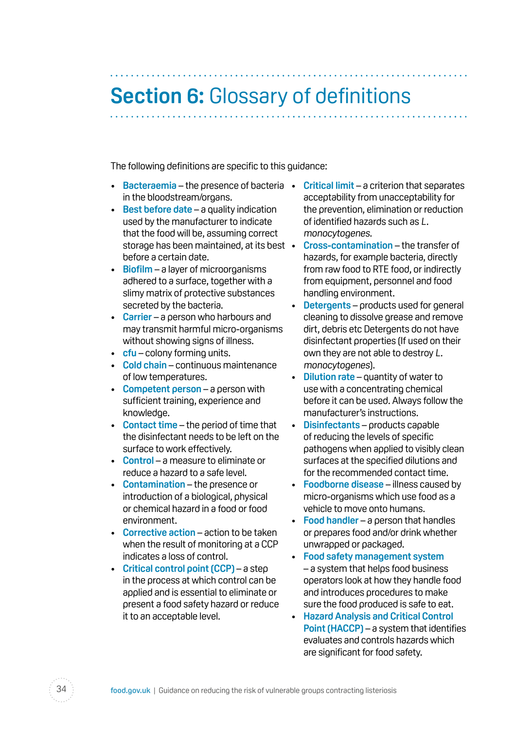# Section 6: Glossary of definitions

The following definitions are specific to this guidance:

- **Bacteraemia** – the presence of bacteria in the bloodstream/organs.
- **Best before date** – a quality indication used by the manufacturer to indicate that the food will be, assuming correct storage has been maintained, at its best before a certain date.
- **Biofilm** – a layer of microorganisms adhered to a surface, together with a slimy matrix of protective substances secreted by the bacteria.
- **Carrier** – a person who harbours and may transmit harmful micro-organisms without showing signs of illness.
- **cfu** – colony forming units.
- **Cold chain** – continuous maintenance of low temperatures.
- **Competent person** – a person with sufficient training, experience and knowledge.
- **Contact time** – the period of time that the disinfectant needs to be left on the surface to work effectively.
- **Control** – a measure to eliminate or reduce a hazard to a safe level.
- **Contamination** – the presence or introduction of a biological, physical or chemical hazard in a food or food environment.
- **Corrective action** – action to be taken when the result of monitoring at a CCP indicates a loss of control.
- **Critical control point (CCP)** – a step in the process at which control can be applied and is essential to eliminate or present a food safety hazard or reduce it to an acceptable level.
- **Critical limit** – a criterion that separates acceptability from unacceptability for the prevention, elimination or reduction of identified hazards such as *L. monocytogenes*.
- **Cross-contamination** – the transfer of hazards, for example bacteria, directly from raw food to RTE food, or indirectly from equipment, personnel and food handling environment.
- **Detergents** – products used for general cleaning to dissolve grease and remove dirt, debris etc Detergents do not have disinfectant properties (If used on their own they are not able to destroy *L. monocytogenes*).
- **Dilution rate** – quantity of water to use with a concentrating chemical before it can be used. Always follow the manufacturer's instructions.
- **Disinfectants** – products capable of reducing the levels of specific pathogens when applied to visibly clean surfaces at the specified dilutions and for the recommended contact time.
- **Foodborne disease** – illness caused by micro-organisms which use food as a vehicle to move onto humans.
- **Food handler** – a person that handles or prepares food and/or drink whether unwrapped or packaged.
- **Food safety management system** – a system that helps food business operators look at how they handle food and introduces procedures to make sure the food produced is safe to eat.
- **Hazard Analysis and Critical Control Point (HACCP)** – a system that identifies evaluates and controls hazards which are significant for food safety.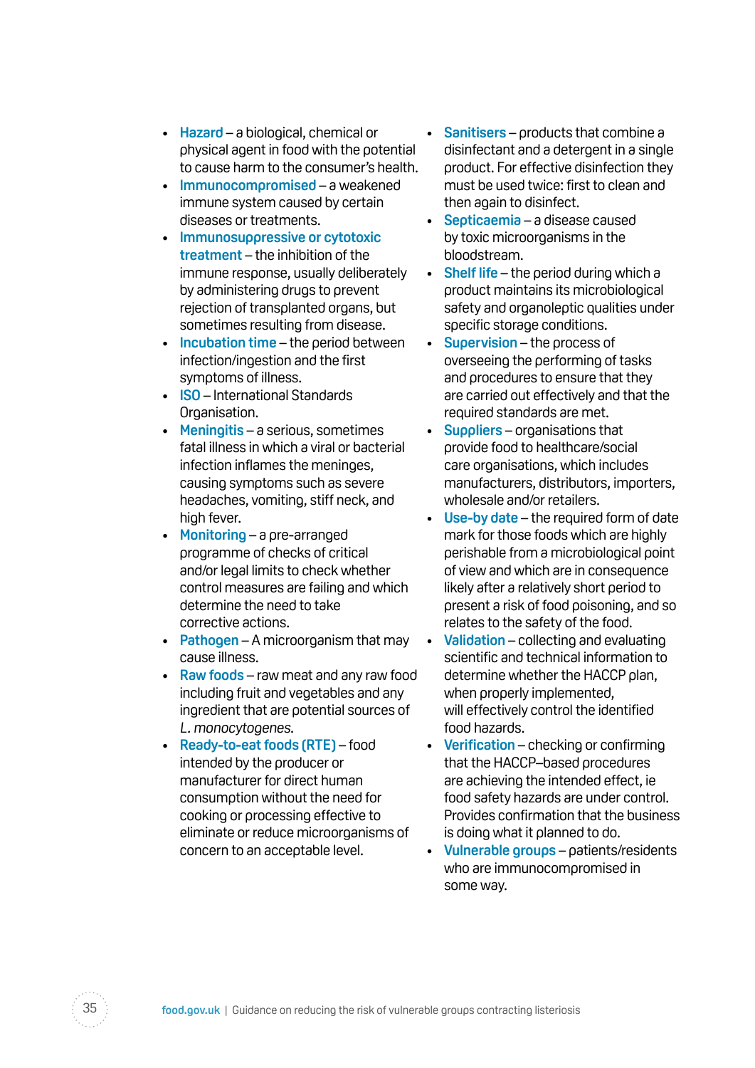- **Hazard** – a biological, chemical or physical agent in food with the potential to cause harm to the consumer's health.
- **Immunocompromised** – a weakened immune system caused by certain diseases or treatments.
- **Immunosuppressive or cytotoxic treatment** – the inhibition of the immune response, usually deliberately by administering drugs to prevent rejection of transplanted organs, but sometimes resulting from disease.
- **Incubation time** – the period between infection/ingestion and the first symptoms of illness.
- **ISO** – International Standards Organisation.
- **Meningitis** – a serious, sometimes fatal illness in which a viral or bacterial infection inflames the meninges, causing symptoms such as severe headaches, vomiting, stiff neck, and high fever.
- **Monitoring** – a pre-arranged programme of checks of critical and/or legal limits to check whether control measures are failing and which determine the need to take corrective actions.
- **Pathogen** – A microorganism that may cause illness.
- **Raw foods** – raw meat and any raw food including fruit and vegetables and any ingredient that are potential sources of *L. monocytogenes.*
- **Ready-to-eat foods (RTE)** – food intended by the producer or manufacturer for direct human consumption without the need for cooking or processing effective to eliminate or reduce microorganisms of concern to an acceptable level.
- **Sanitisers** – products that combine a disinfectant and a detergent in a single product. For effective disinfection they must be used twice: first to clean and then again to disinfect.
- **Septicaemia** – a disease caused by toxic microorganisms in the bloodstream.
- **Shelf life** – the period during which a product maintains its microbiological safety and organoleptic qualities under specific storage conditions.
- **Supervision** – the process of overseeing the performing of tasks and procedures to ensure that they are carried out effectively and that the required standards are met.
- **Suppliers** – organisations that provide food to healthcare/social care organisations, which includes manufacturers, distributors, importers, wholesale and/or retailers.
- **Use-by date** – the required form of date mark for those foods which are highly perishable from a microbiological point of view and which are in consequence likely after a relatively short period to present a risk of food poisoning, and so relates to the safety of the food.
- **Validation** – collecting and evaluating scientific and technical information to determine whether the HACCP plan, when properly implemented, will effectively control the identified food hazards.
- **Verification** – checking or confirming that the HACCP–based procedures are achieving the intended effect, ie food safety hazards are under control. Provides confirmation that the business is doing what it planned to do.
- **Vulnerable groups** – patients/residents who are immunocompromised in some way.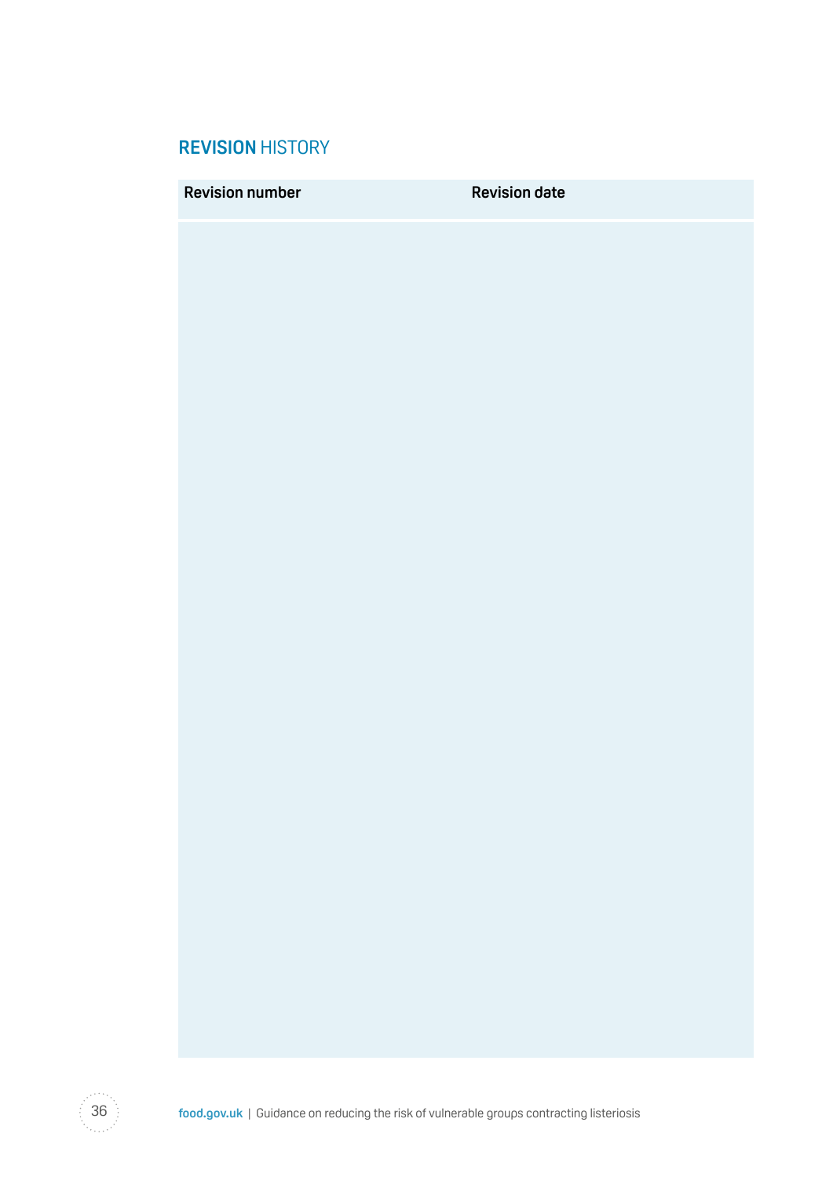## REVISION HISTORY

| Revision number | Revision date |
| --- | --- |
| | |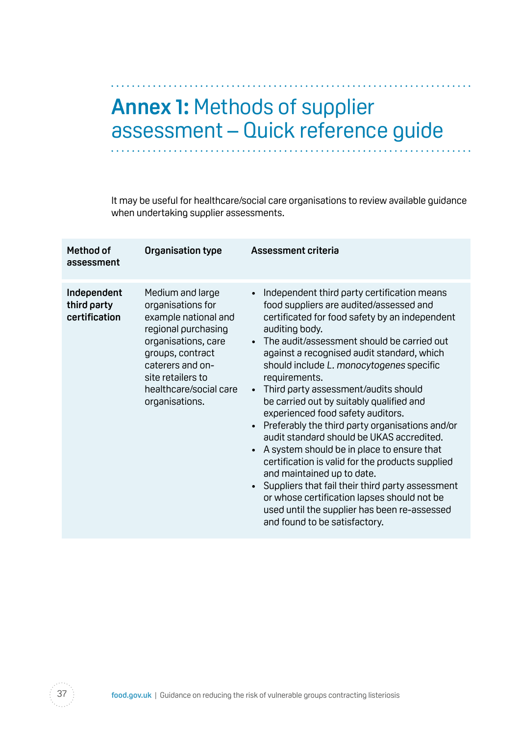# **Annex 1:** Methods of supplier assessment – Quick reference guide

It may be useful for healthcare/social care organisations to review available guidance when undertaking supplier assessments.

| Method of assessment | Organisation type | Assessment criteria |
|---|---|---|
| **Independent third party certification** | Medium and large organisations for example national and regional purchasing organisations, care groups, contract caterers and on-site retailers to healthcare/social care organisations. | • Independent third party certification means food suppliers are audited/assessed and certificated for food safety by an independent auditing body.<br>• The audit/assessment should be carried out against a recognised audit standard, which should include *L. monocytogenes* specific requirements.<br>• Third party assessment/audits should be carried out by suitably qualified and experienced food safety auditors.<br>• Preferably the third party organisations and/or audit standard should be UKAS accredited.<br>• A system should be in place to ensure that certification is valid for the products supplied and maintained up to date.<br>• Suppliers that fail their third party assessment or whose certification lapses should not be used until the supplier has been re-assessed and found to be satisfactory. |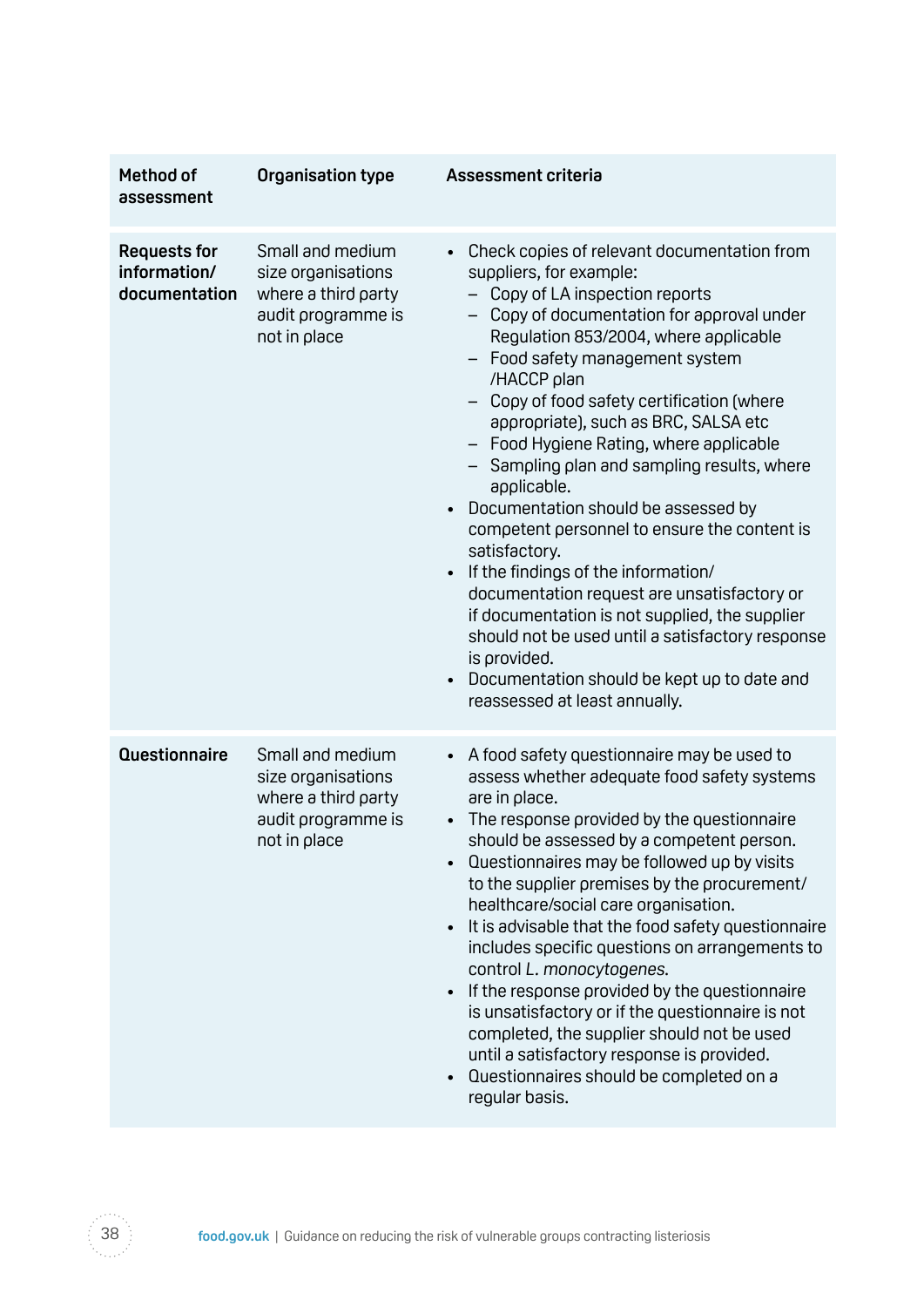| Method of assessment | Organisation type | Assessment criteria |
|---|---|---|
| **Requests for information/ documentation** | Small and medium size organisations where a third party audit programme is not in place | • Check copies of relevant documentation from suppliers, for example:<br>– Copy of LA inspection reports<br>– Copy of documentation for approval under Regulation 853/2004, where applicable<br>– Food safety management system /HACCP plan<br>– Copy of food safety certification (where appropriate), such as BRC, SALSA etc<br>– Food Hygiene Rating, where applicable<br>– Sampling plan and sampling results, where applicable.<br>• Documentation should be assessed by competent personnel to ensure the content is satisfactory.<br>• If the findings of the information/ documentation request are unsatisfactory or if documentation is not supplied, the supplier should not be used until a satisfactory response is provided.<br>• Documentation should be kept up to date and reassessed at least annually. |
| **Questionnaire** | Small and medium size organisations where a third party audit programme is not in place | • A food safety questionnaire may be used to assess whether adequate food safety systems are in place.<br>• The response provided by the questionnaire should be assessed by a competent person.<br>• Questionnaires may be followed up by visits to the supplier premises by the procurement/ healthcare/social care organisation.<br>• It is advisable that the food safety questionnaire includes specific questions on arrangements to control *L. monocytogenes*.<br>• If the response provided by the questionnaire is unsatisfactory or if the questionnaire is not completed, the supplier should not be used until a satisfactory response is provided.<br>• Questionnaires should be completed on a regular basis. |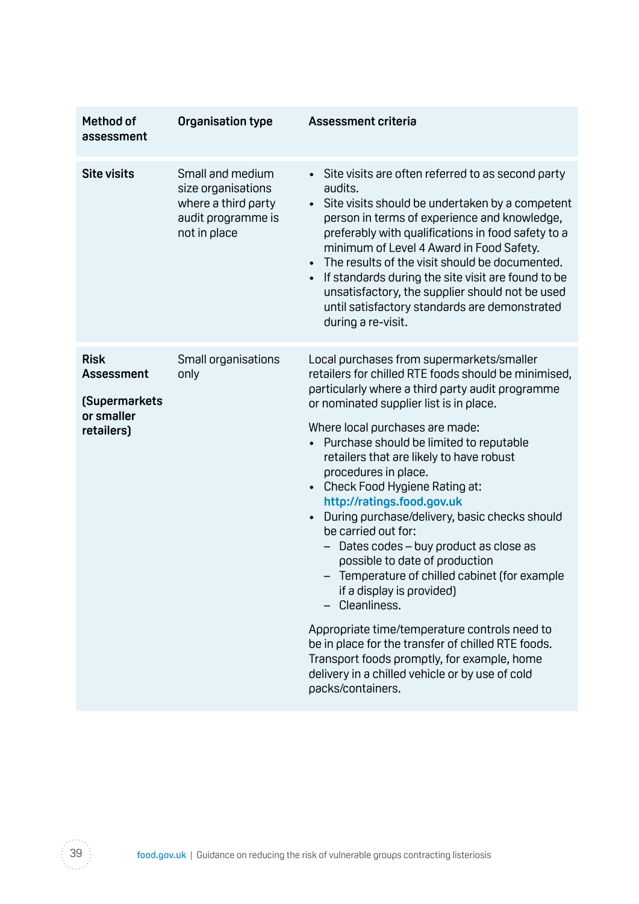| Method of assessment | Organisation type | Assessment criteria |
|---|---|---|
| **Site visits** | Small and medium size organisations where a third party audit programme is not in place | • Site visits are often referred to as second party audits.<br>• Site visits should be undertaken by a competent person in terms of experience and knowledge, preferably with qualifications in food safety to a minimum of Level 4 Award in Food Safety.<br>• The results of the visit should be documented.<br>• If standards during the site visit are found to be unsatisfactory, the supplier should not be used until satisfactory standards are demonstrated during a re-visit. |
| **Risk Assessment**<br><br>**(Supermarkets or smaller retailers)** | Small organisations only | Local purchases from supermarkets/smaller retailers for chilled RTE foods should be minimised, particularly where a third party audit programme or nominated supplier list is in place.<br><br>Where local purchases are made:<br>• Purchase should be limited to reputable retailers that are likely to have robust procedures in place.<br>• Check Food Hygiene Rating at: **http://ratings.food.gov.uk**<br>• During purchase/delivery, basic checks should be carried out for:<br>&nbsp;&nbsp;– Dates codes – buy product as close as possible to date of production<br>&nbsp;&nbsp;– Temperature of chilled cabinet (for example if a display is provided)<br>&nbsp;&nbsp;– Cleanliness.<br><br>Appropriate time/temperature controls need to be in place for the transfer of chilled RTE foods. Transport foods promptly, for example, home delivery in a chilled vehicle or by use of cold packs/containers. |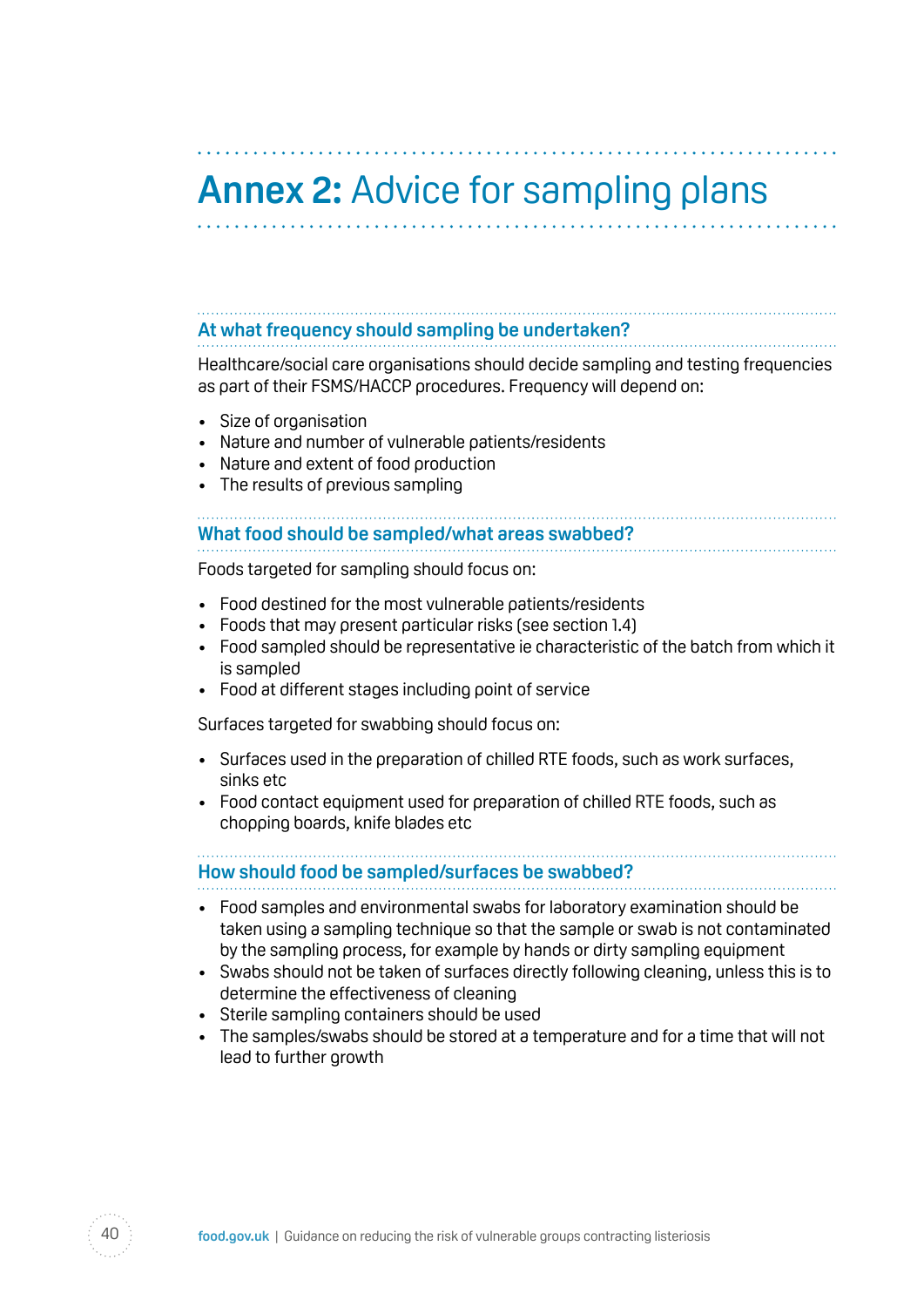# Annex 2: Advice for sampling plans

### At what frequency should sampling be undertaken?

Healthcare/social care organisations should decide sampling and testing frequencies as part of their FSMS/HACCP procedures. Frequency will depend on:

- Size of organisation
- Nature and number of vulnerable patients/residents
- Nature and extent of food production
- The results of previous sampling

### What food should be sampled/what areas swabbed?

Foods targeted for sampling should focus on:

- Food destined for the most vulnerable patients/residents
- Foods that may present particular risks (see section 1.4)
- Food sampled should be representative ie characteristic of the batch from which it is sampled
- Food at different stages including point of service

Surfaces targeted for swabbing should focus on:

- Surfaces used in the preparation of chilled RTE foods, such as work surfaces, sinks etc
- Food contact equipment used for preparation of chilled RTE foods, such as chopping boards, knife blades etc

### How should food be sampled/surfaces be swabbed?

- Food samples and environmental swabs for laboratory examination should be taken using a sampling technique so that the sample or swab is not contaminated by the sampling process, for example by hands or dirty sampling equipment
- Swabs should not be taken of surfaces directly following cleaning, unless this is to determine the effectiveness of cleaning
- Sterile sampling containers should be used
- The samples/swabs should be stored at a temperature and for a time that will not lead to further growth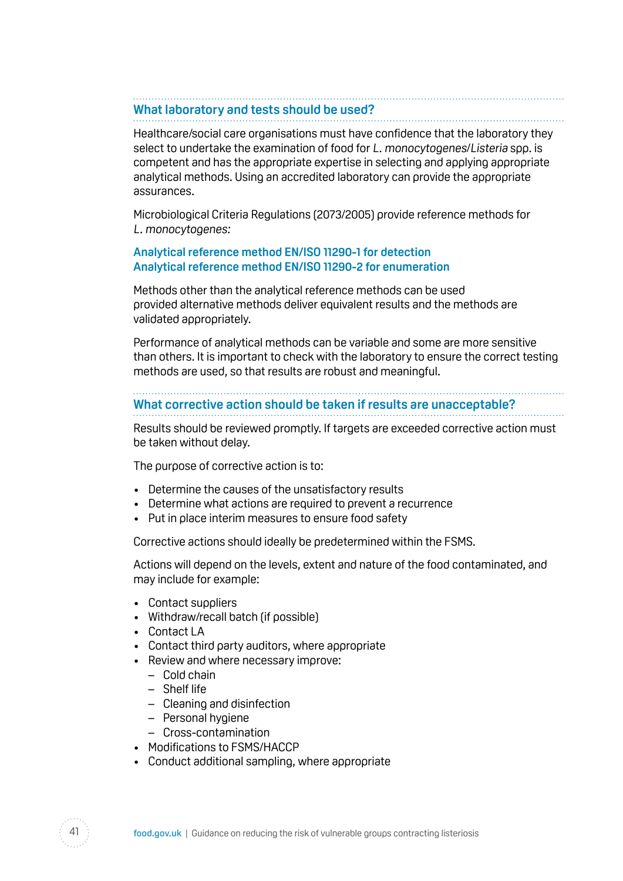## What laboratory and tests should be used?

Healthcare/social care organisations must have confidence that the laboratory they select to undertake the examination of food for *L. monocytogenes*/*Listeria* spp. is competent and has the appropriate expertise in selecting and applying appropriate analytical methods. Using an accredited laboratory can provide the appropriate assurances.

Microbiological Criteria Regulations (2073/2005) provide reference methods for *L. monocytogenes:*

**Analytical reference method EN/ISO 11290-1 for detection**
**Analytical reference method EN/ISO 11290-2 for enumeration**

Methods other than the analytical reference methods can be used provided alternative methods deliver equivalent results and the methods are validated appropriately.

Performance of analytical methods can be variable and some are more sensitive than others. It is important to check with the laboratory to ensure the correct testing methods are used, so that results are robust and meaningful.

## What corrective action should be taken if results are unacceptable?

Results should be reviewed promptly. If targets are exceeded corrective action must be taken without delay.

The purpose of corrective action is to:

- Determine the causes of the unsatisfactory results
- Determine what actions are required to prevent a recurrence
- Put in place interim measures to ensure food safety

Corrective actions should ideally be predetermined within the FSMS.

Actions will depend on the levels, extent and nature of the food contaminated, and may include for example:

- Contact suppliers
- Withdraw/recall batch (if possible)
- Contact LA
- Contact third party auditors, where appropriate
- Review and where necessary improve:
  - Cold chain
  - Shelf life
  - Cleaning and disinfection
  - Personal hygiene
  - Cross-contamination
- Modifications to FSMS/HACCP
- Conduct additional sampling, where appropriate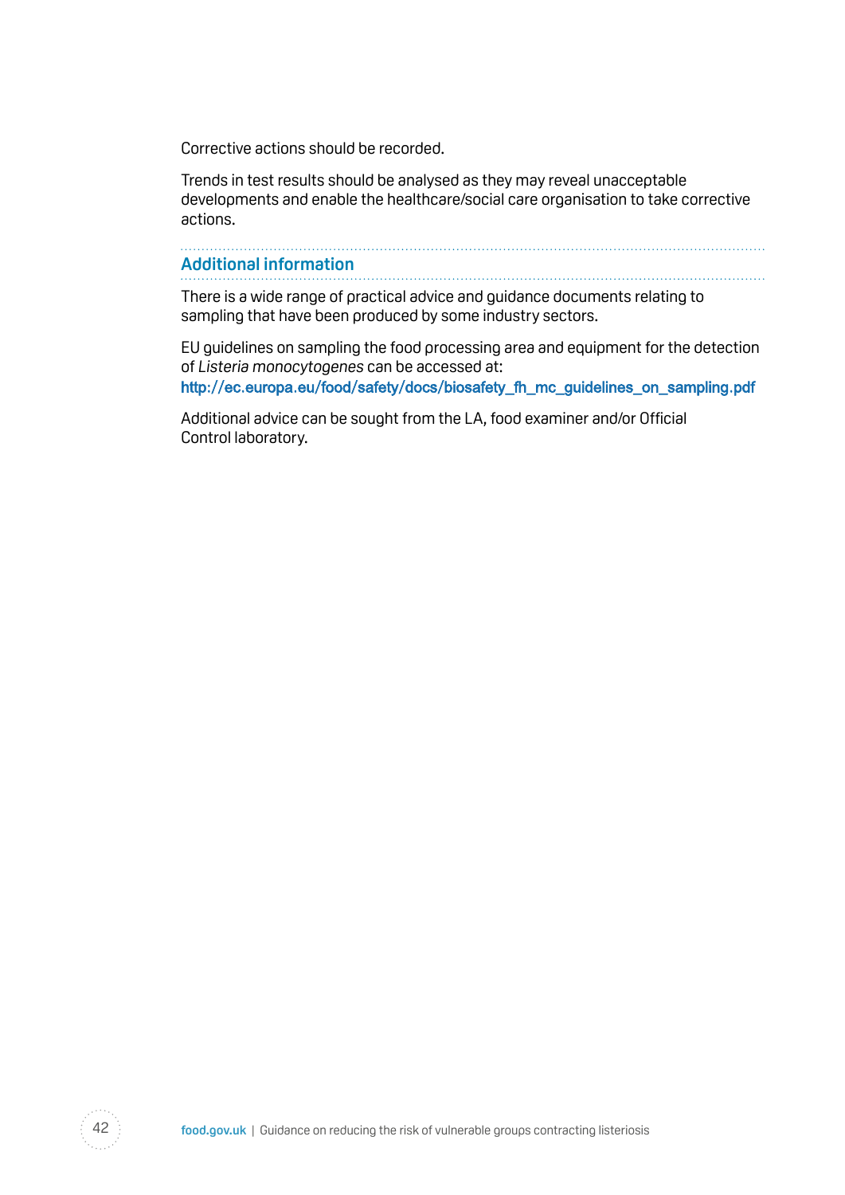Corrective actions should be recorded.

Trends in test results should be analysed as they may reveal unacceptable developments and enable the healthcare/social care organisation to take corrective actions.

## Additional information

There is a wide range of practical advice and guidance documents relating to sampling that have been produced by some industry sectors.

EU guidelines on sampling the food processing area and equipment for the detection of *Listeria monocytogenes* can be accessed at:
http://ec.europa.eu/food/safety/docs/biosafety_fh_mc_guidelines_on_sampling.pdf

Additional advice can be sought from the LA, food examiner and/or Official Control laboratory.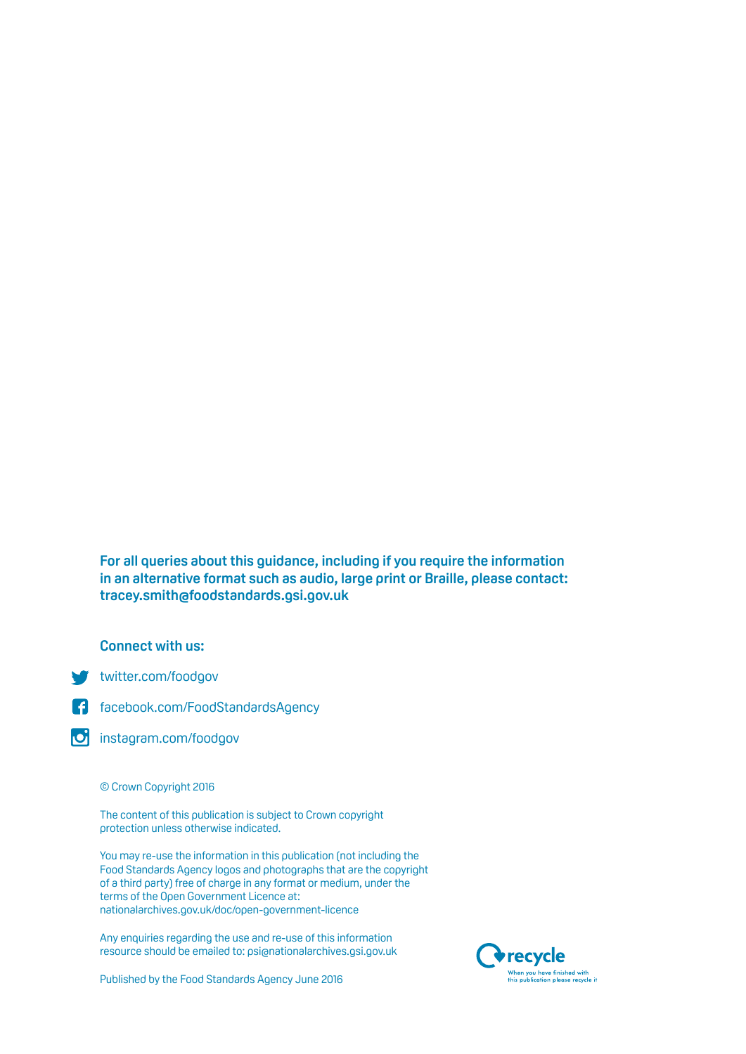**For all queries about this guidance, including if you require the information in an alternative format such as audio, large print or Braille, please contact: tracey.smith@foodstandards.gsi.gov.uk**

**Connect with us:**

twitter.com/foodgov

facebook.com/FoodStandardsAgency

instagram.com/foodgov

© Crown Copyright 2016

The content of this publication is subject to Crown copyright protection unless otherwise indicated.

You may re-use the information in this publication (not including the Food Standards Agency logos and photographs that are the copyright of a third party) free of charge in any format or medium, under the terms of the Open Government Licence at: nationalarchives.gov.uk/doc/open-government-licence

Any enquiries regarding the use and re-use of this information resource should be emailed to: psi@nationalarchives.gsi.gov.uk

Published by the Food Standards Agency June 2016

recycle

When you have finished with this publication please recycle it